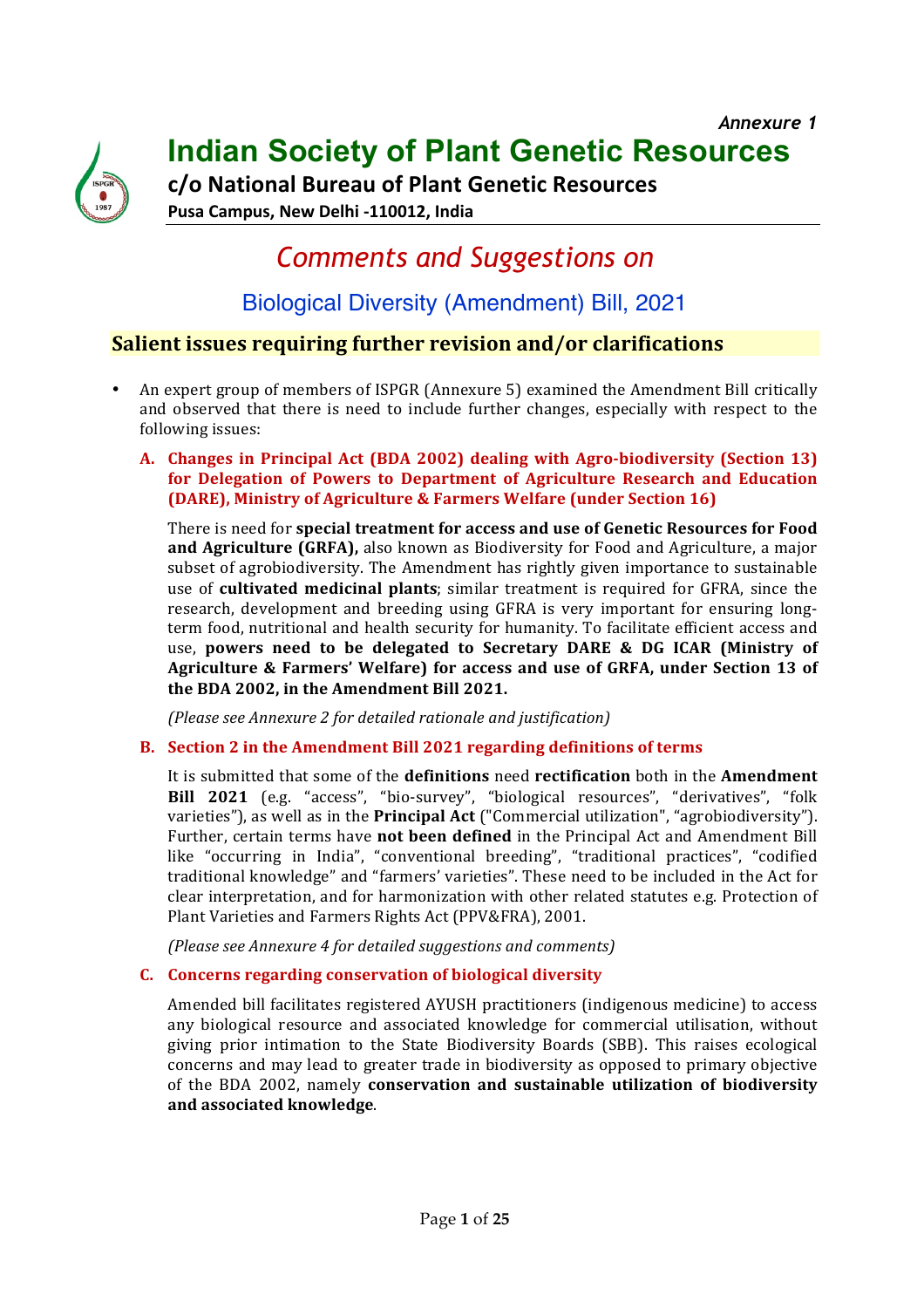*Annexure 1*

# Indian Society of Plant Genetic Resources

**c/o National Bureau of Plant Genetic Resources**

**Pusa Campus, New Delhi -110012, India**

## *Comments and Suggestions on*

## Biological Diversity (Amendment) Bill, 2021

### Salient issues requiring further revision and/or clarifications

- An expert group of members of ISPGR (Annexure 5) examined the Amendment Bill critically and observed that there is need to include further changes, especially with respect to the following issues:

  **A. Changes in Principal Act (BDA 2002) dealing with Agro-biodiversity (Section 13) for Delegation of Powers to Department of Agriculture Research and Education (DARE), Ministry of Agriculture & Farmers Welfare (under Section 16)**

  There is need for **special treatment for access and use of Genetic Resources for Food and Agriculture (GRFA),** also known as Biodiversity for Food and Agriculture, a major subset of agrobiodiversity. The Amendment has rightly given importance to sustainable use of **cultivated medicinal plants**; similar treatment is required for GFRA, since the research, development and breeding using GFRA is very important for ensuring long-term food, nutritional and health security for humanity. To facilitate efficient access and use, **powers need to be delegated to Secretary DARE & DG ICAR (Ministry of Agriculture & Farmers' Welfare) for access and use of GRFA, under Section 13 of the BDA 2002, in the Amendment Bill 2021.**

  *(Please see Annexure 2 for detailed rationale and justification)*

  **B. Section 2 in the Amendment Bill 2021 regarding definitions of terms**

  It is submitted that some of the **definitions** need **rectification** both in the **Amendment Bill 2021** (e.g. "access", "bio-survey", "biological resources", "derivatives", "folk varieties"), as well as in the **Principal Act** ("Commercial utilization", "agrobiodiversity"). Further, certain terms have **not been defined** in the Principal Act and Amendment Bill like "occurring in India", "conventional breeding", "traditional practices", "codified traditional knowledge" and "farmers' varieties". These need to be included in the Act for clear interpretation, and for harmonization with other related statutes e.g. Protection of Plant Varieties and Farmers Rights Act (PPV&FRA), 2001.

  *(Please see Annexure 4 for detailed suggestions and comments)*

  **C. Concerns regarding conservation of biological diversity**

  Amended bill facilitates registered AYUSH practitioners (indigenous medicine) to access any biological resource and associated knowledge for commercial utilisation, without giving prior intimation to the State Biodiversity Boards (SBB). This raises ecological concerns and may lead to greater trade in biodiversity as opposed to primary objective of the BDA 2002, namely **conservation and sustainable utilization of biodiversity and associated knowledge**.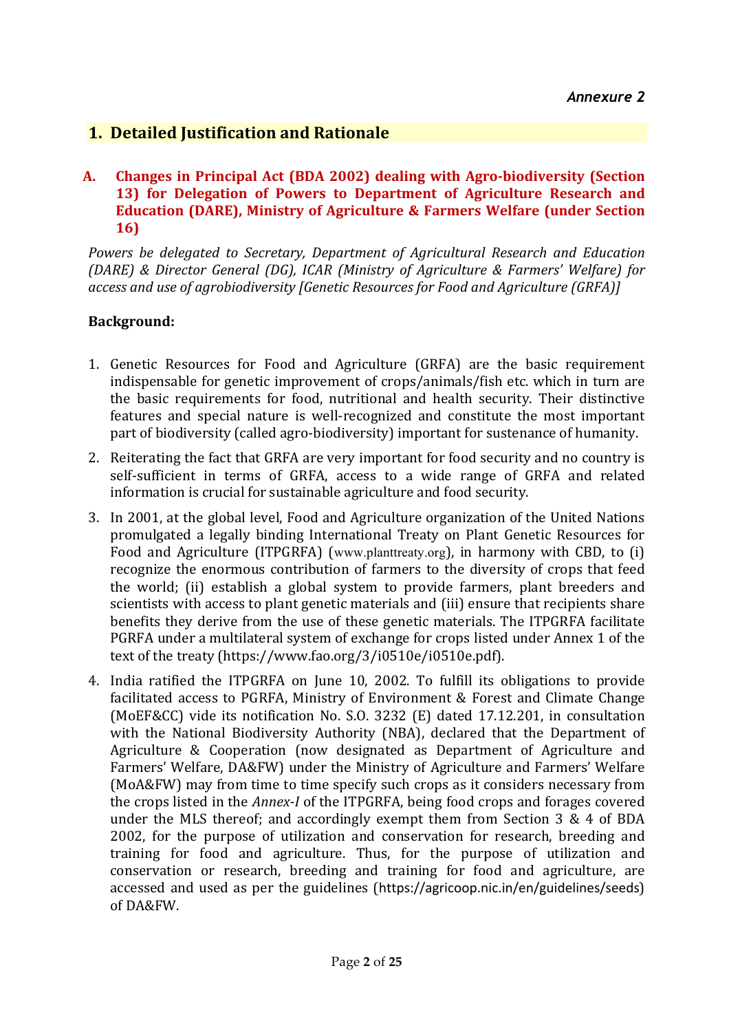*Annexure 2*

## 1. Detailed Justification and Rationale

### A. Changes in Principal Act (BDA 2002) dealing with Agro-biodiversity (Section 13) for Delegation of Powers to Department of Agriculture Research and Education (DARE), Ministry of Agriculture & Farmers Welfare (under Section 16)

*Powers be delegated to Secretary, Department of Agricultural Research and Education (DARE) & Director General (DG), ICAR (Ministry of Agriculture & Farmers' Welfare) for access and use of agrobiodiversity [Genetic Resources for Food and Agriculture (GRFA)]*

**Background:**

1. Genetic Resources for Food and Agriculture (GRFA) are the basic requirement indispensable for genetic improvement of crops/animals/fish etc. which in turn are the basic requirements for food, nutritional and health security. Their distinctive features and special nature is well-recognized and constitute the most important part of biodiversity (called agro-biodiversity) important for sustenance of humanity.
2. Reiterating the fact that GRFA are very important for food security and no country is self-sufficient in terms of GRFA, access to a wide range of GRFA and related information is crucial for sustainable agriculture and food security.
3. In 2001, at the global level, Food and Agriculture organization of the United Nations promulgated a legally binding International Treaty on Plant Genetic Resources for Food and Agriculture (ITPGRFA) (www.planttreaty.org), in harmony with CBD, to (i) recognize the enormous contribution of farmers to the diversity of crops that feed the world; (ii) establish a global system to provide farmers, plant breeders and scientists with access to plant genetic materials and (iii) ensure that recipients share benefits they derive from the use of these genetic materials. The ITPGRFA facilitate PGRFA under a multilateral system of exchange for crops listed under Annex 1 of the text of the treaty (https://www.fao.org/3/i0510e/i0510e.pdf).
4. India ratified the ITPGRFA on June 10, 2002. To fulfill its obligations to provide facilitated access to PGRFA, Ministry of Environment & Forest and Climate Change (MoEF&CC) vide its notification No. S.O. 3232 (E) dated 17.12.201, in consultation with the National Biodiversity Authority (NBA), declared that the Department of Agriculture & Cooperation (now designated as Department of Agriculture and Farmers' Welfare, DA&FW) under the Ministry of Agriculture and Farmers' Welfare (MoA&FW) may from time to time specify such crops as it considers necessary from the crops listed in the *Annex-I* of the ITPGRFA, being food crops and forages covered under the MLS thereof; and accordingly exempt them from Section 3 & 4 of BDA 2002, for the purpose of utilization and conservation for research, breeding and training for food and agriculture. Thus, for the purpose of utilization and conservation or research, breeding and training for food and agriculture, are accessed and used as per the guidelines (https://agricoop.nic.in/en/guidelines/seeds) of DA&FW.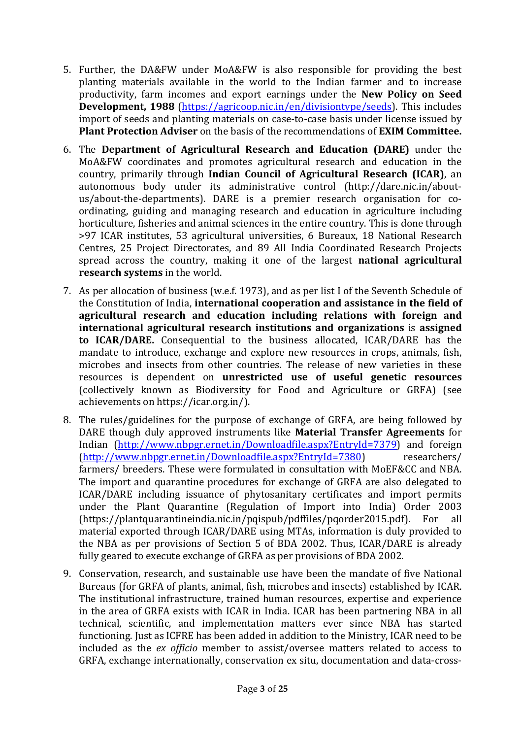5. Further, the DA&FW under MoA&FW is also responsible for providing the best planting materials available in the world to the Indian farmer and to increase productivity, farm incomes and export earnings under the **New Policy on Seed Development, 1988** (https://agricoop.nic.in/en/divisiontype/seeds). This includes import of seeds and planting materials on case-to-case basis under license issued by **Plant Protection Adviser** on the basis of the recommendations of **EXIM Committee.**

6. The **Department of Agricultural Research and Education (DARE)** under the MoA&FW coordinates and promotes agricultural research and education in the country, primarily through **Indian Council of Agricultural Research (ICAR)**, an autonomous body under its administrative control (http://dare.nic.in/about-us/about-the-departments). DARE is a premier research organisation for co-ordinating, guiding and managing research and education in agriculture including horticulture, fisheries and animal sciences in the entire country. This is done through >97 ICAR institutes, 53 agricultural universities, 6 Bureaux, 18 National Research Centres, 25 Project Directorates, and 89 All India Coordinated Research Projects spread across the country, making it one of the largest **national agricultural research systems** in the world.

7. As per allocation of business (w.e.f. 1973), and as per list I of the Seventh Schedule of the Constitution of India, **international cooperation and assistance in the field of agricultural research and education including relations with foreign and international agricultural research institutions and organizations** is **assigned to ICAR/DARE.** Consequential to the business allocated, ICAR/DARE has the mandate to introduce, exchange and explore new resources in crops, animals, fish, microbes and insects from other countries. The release of new varieties in these resources is dependent on **unrestricted use of useful genetic resources** (collectively known as Biodiversity for Food and Agriculture or GRFA) (see achievements on https://icar.org.in/).

8. The rules/guidelines for the purpose of exchange of GRFA, are being followed by DARE though duly approved instruments like **Material Transfer Agreements** for Indian (http://www.nbpgr.ernet.in/Downloadfile.aspx?EntryId=7379) and foreign (http://www.nbpgr.ernet.in/Downloadfile.aspx?EntryId=7380) researchers/ farmers/ breeders. These were formulated in consultation with MoEF&CC and NBA. The import and quarantine procedures for exchange of GRFA are also delegated to ICAR/DARE including issuance of phytosanitary certificates and import permits under the Plant Quarantine (Regulation of Import into India) Order 2003 (https://plantquarantineindia.nic.in/pqispub/pdffiles/pqorder2015.pdf). For all material exported through ICAR/DARE using MTAs, information is duly provided to the NBA as per provisions of Section 5 of BDA 2002. Thus, ICAR/DARE is already fully geared to execute exchange of GRFA as per provisions of BDA 2002.

9. Conservation, research, and sustainable use have been the mandate of five National Bureaus (for GRFA of plants, animal, fish, microbes and insects) established by ICAR. The institutional infrastructure, trained human resources, expertise and experience in the area of GRFA exists with ICAR in India. ICAR has been partnering NBA in all technical, scientific, and implementation matters ever since NBA has started functioning. Just as ICFRE has been added in addition to the Ministry, ICAR need to be included as the *ex officio* member to assist/oversee matters related to access to GRFA, exchange internationally, conservation ex situ, documentation and data-cross-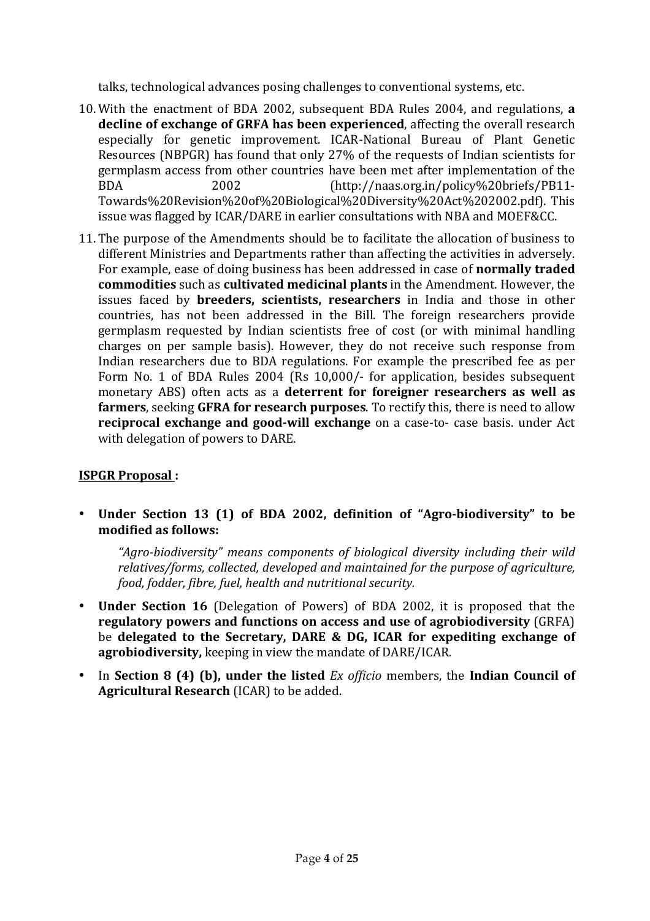talks, technological advances posing challenges to conventional systems, etc.

10. With the enactment of BDA 2002, subsequent BDA Rules 2004, and regulations, **a decline of exchange of GRFA has been experienced**, affecting the overall research especially for genetic improvement. ICAR-National Bureau of Plant Genetic Resources (NBPGR) has found that only 27% of the requests of Indian scientists for germplasm access from other countries have been met after implementation of the BDA 2002 (http://naas.org.in/policy%20briefs/PB11-Towards%20Revision%20of%20Biological%20Diversity%20Act%202002.pdf). This issue was flagged by ICAR/DARE in earlier consultations with NBA and MOEF&CC.

11. The purpose of the Amendments should be to facilitate the allocation of business to different Ministries and Departments rather than affecting the activities in adversely. For example, ease of doing business has been addressed in case of **normally traded commodities** such as **cultivated medicinal plants** in the Amendment. However, the issues faced by **breeders, scientists, researchers** in India and those in other countries, has not been addressed in the Bill. The foreign researchers provide germplasm requested by Indian scientists free of cost (or with minimal handling charges on per sample basis). However, they do not receive such response from Indian researchers due to BDA regulations. For example the prescribed fee as per Form No. 1 of BDA Rules 2004 (Rs 10,000/- for application, besides subsequent monetary ABS) often acts as a **deterrent for foreigner researchers as well as farmers**, seeking **GFRA for research purposes**. To rectify this, there is need to allow **reciprocal exchange and good-will exchange** on a case-to- case basis. under Act with delegation of powers to DARE.

**ISPGR Proposal :**

- **Under Section 13 (1) of BDA 2002, definition of "Agro-biodiversity" to be modified as follows:**

  *"Agro-biodiversity" means components of biological diversity including their wild relatives/forms, collected, developed and maintained for the purpose of agriculture, food, fodder, fibre, fuel, health and nutritional security.*

- **Under Section 16** (Delegation of Powers) of BDA 2002, it is proposed that the **regulatory powers and functions on access and use of agrobiodiversity** (GRFA) be **delegated to the Secretary, DARE & DG, ICAR for expediting exchange of agrobiodiversity,** keeping in view the mandate of DARE/ICAR.

- In **Section 8 (4) (b), under the listed** *Ex officio* members, the **Indian Council of Agricultural Research** (ICAR) to be added.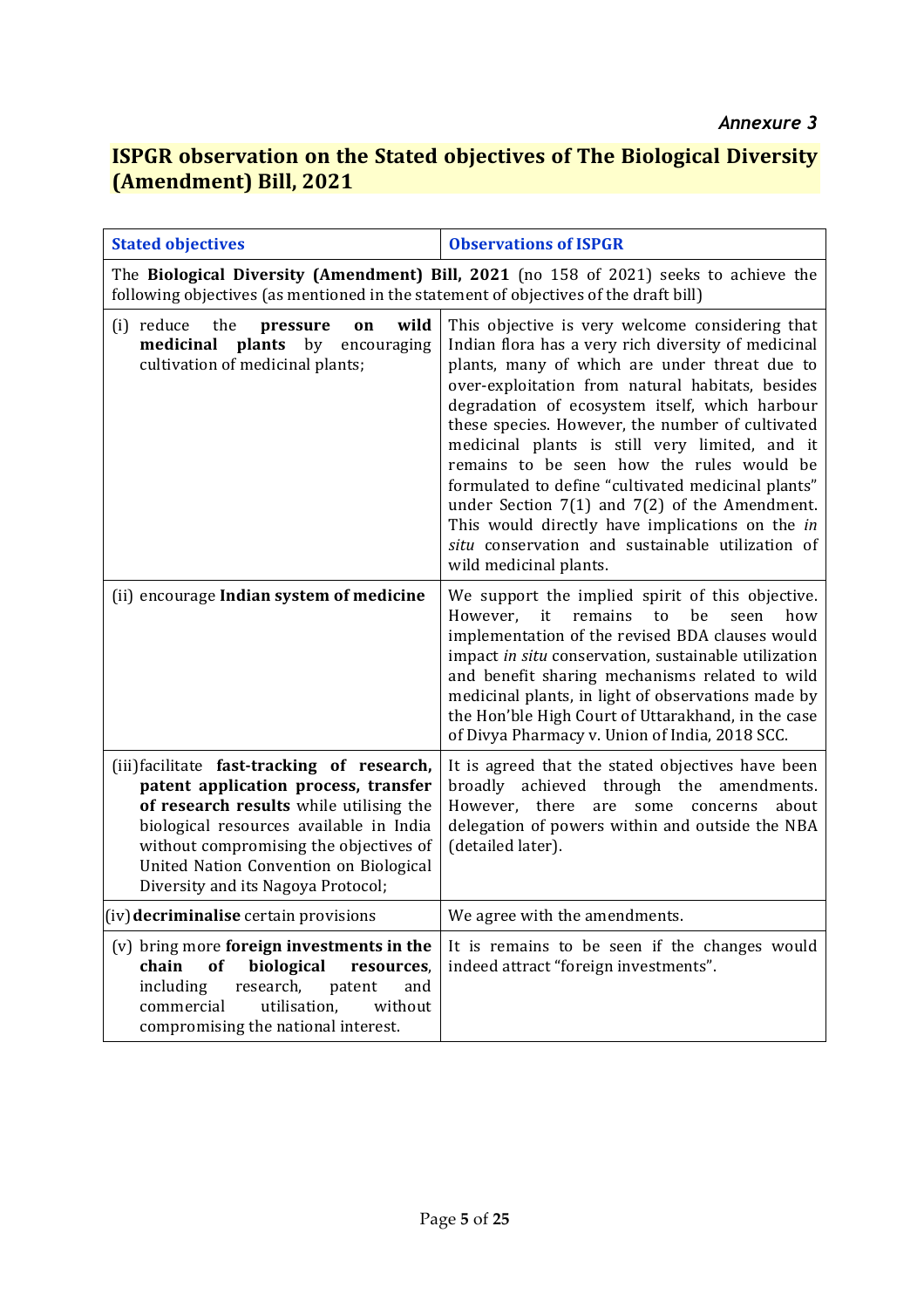*Annexure 3*

## ISPGR observation on the Stated objectives of The Biological Diversity (Amendment) Bill, 2021

| Stated objectives | Observations of ISPGR |
|---|---|
| The **Biological Diversity (Amendment) Bill, 2021** (no 158 of 2021) seeks to achieve the following objectives (as mentioned in the statement of objectives of the draft bill) | |
| (i) reduce the **pressure on wild medicinal plants** by encouraging cultivation of medicinal plants; | This objective is very welcome considering that Indian flora has a very rich diversity of medicinal plants, many of which are under threat due to over-exploitation from natural habitats, besides degradation of ecosystem itself, which harbour these species. However, the number of cultivated medicinal plants is still very limited, and it remains to be seen how the rules would be formulated to define "cultivated medicinal plants" under Section 7(1) and 7(2) of the Amendment. This would directly have implications on the *in situ* conservation and sustainable utilization of wild medicinal plants. |
| (ii) encourage **Indian system of medicine** | We support the implied spirit of this objective. However, it remains to be seen how implementation of the revised BDA clauses would impact *in situ* conservation, sustainable utilization and benefit sharing mechanisms related to wild medicinal plants, in light of observations made by the Hon'ble High Court of Uttarakhand, in the case of Divya Pharmacy v. Union of India, 2018 SCC. |
| (iii) facilitate **fast-tracking of research, patent application process, transfer of research results** while utilising the biological resources available in India without compromising the objectives of United Nation Convention on Biological Diversity and its Nagoya Protocol; | It is agreed that the stated objectives have been broadly achieved through the amendments. However, there are some concerns about delegation of powers within and outside the NBA (detailed later). |
| (iv) **decriminalise** certain provisions | We agree with the amendments. |
| (v) bring more **foreign investments in the chain of biological resources**, including research, patent and commercial utilisation, without compromising the national interest. | It is remains to be seen if the changes would indeed attract "foreign investments". |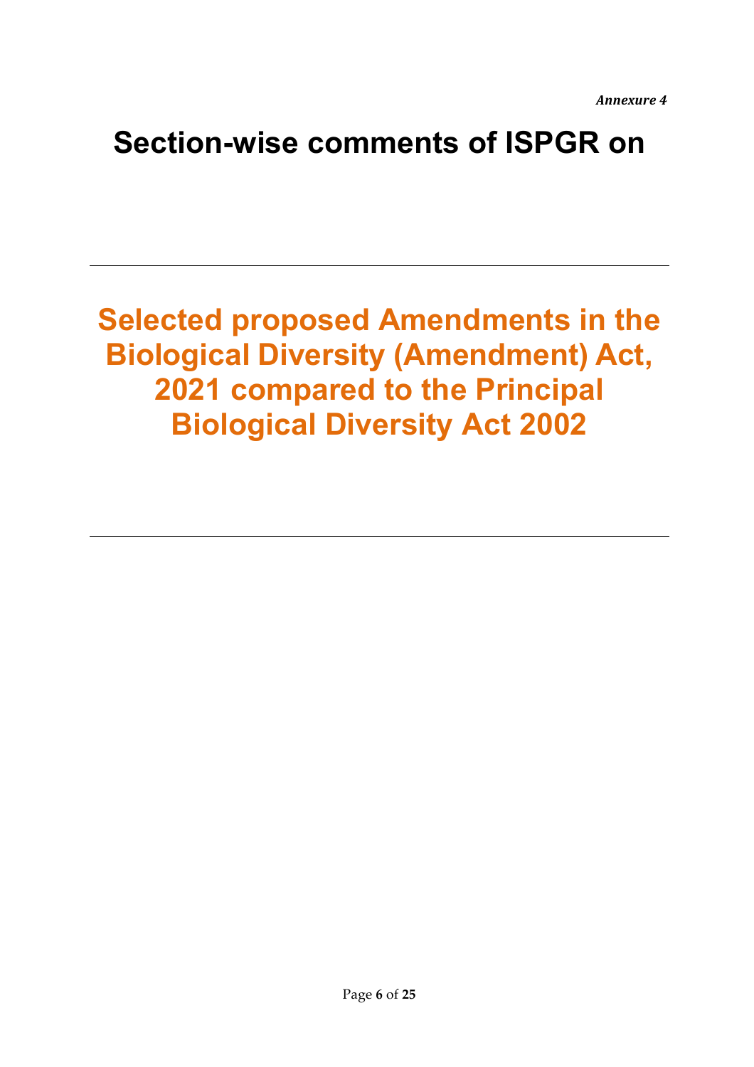*Annexure 4*

# Section-wise comments of ISPGR on

---

# Selected proposed Amendments in the Biological Diversity (Amendment) Act, 2021 compared to the Principal Biological Diversity Act 2002

---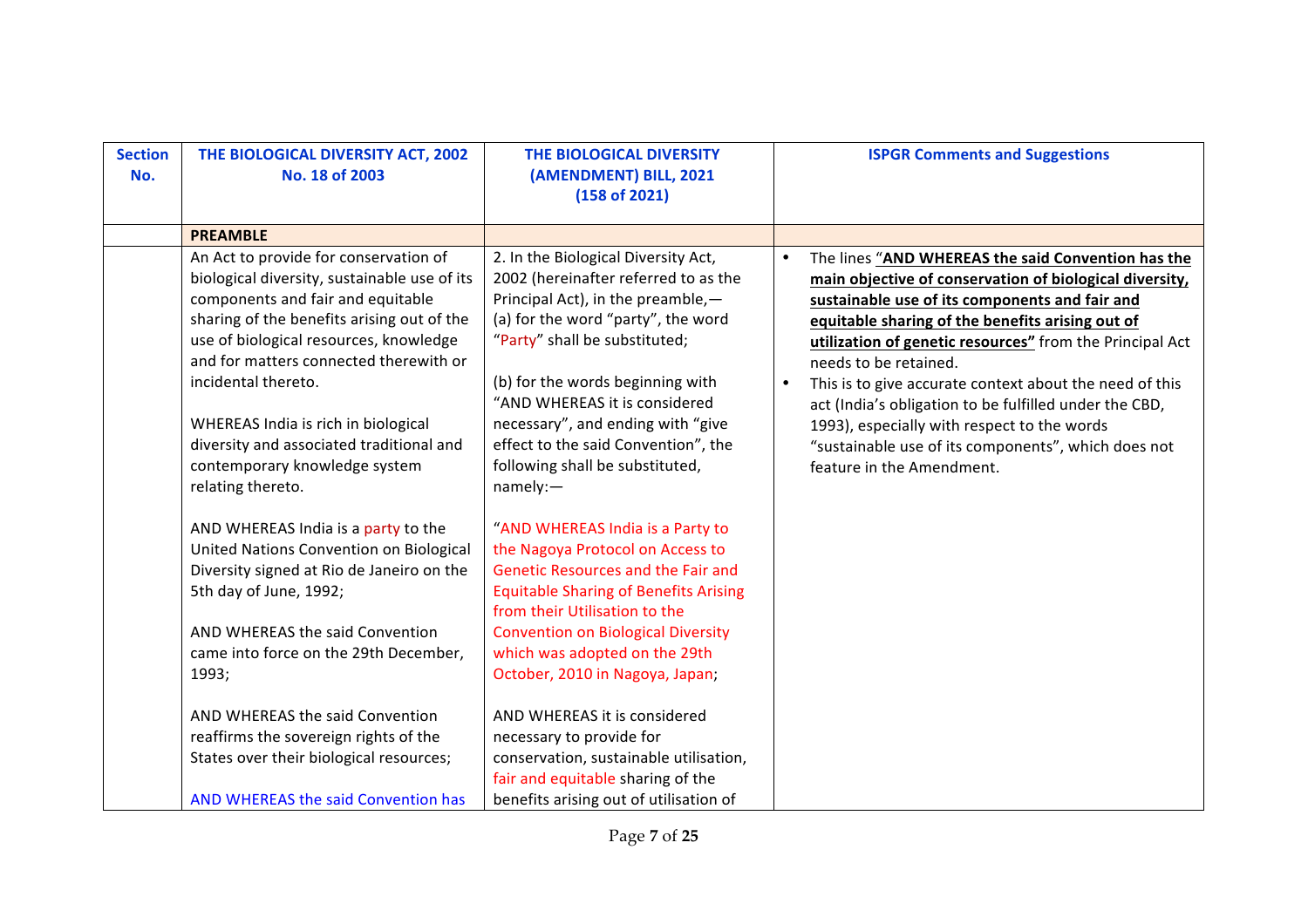| Section No. | THE BIOLOGICAL DIVERSITY ACT, 2002 No. 18 of 2003 | THE BIOLOGICAL DIVERSITY (AMENDMENT) BILL, 2021 (158 of 2021) | ISPGR Comments and Suggestions |
|---|---|---|---|
| | **PREAMBLE** | | |
| | An Act to provide for conservation of biological diversity, sustainable use of its components and fair and equitable sharing of the benefits arising out of the use of biological resources, knowledge and for matters connected therewith or incidental thereto.<br><br>WHEREAS India is rich in biological diversity and associated traditional and contemporary knowledge system relating thereto.<br><br>AND WHEREAS India is a party to the United Nations Convention on Biological Diversity signed at Rio de Janeiro on the 5th day of June, 1992;<br><br>AND WHEREAS the said Convention came into force on the 29th December, 1993;<br><br>AND WHEREAS the said Convention reaffirms the sovereign rights of the States over their biological resources;<br><br>AND WHEREAS the said Convention has | 2. In the Biological Diversity Act, 2002 (hereinafter referred to as the Principal Act), in the preamble,—<br>(a) for the word "party", the word "Party" shall be substituted;<br><br>(b) for the words beginning with "AND WHEREAS it is considered necessary", and ending with "give effect to the said Convention", the following shall be substituted, namely:—<br><br>"AND WHEREAS India is a Party to the Nagoya Protocol on Access to Genetic Resources and the Fair and Equitable Sharing of Benefits Arising from their Utilisation to the Convention on Biological Diversity which was adopted on the 29th October, 2010 in Nagoya, Japan;<br><br>AND WHEREAS it is considered necessary to provide for conservation, sustainable utilisation, fair and equitable sharing of the benefits arising out of utilisation of | • The lines **"AND WHEREAS the said Convention has the main objective of conservation of biological diversity, sustainable use of its components and fair and equitable sharing of the benefits arising out of utilization of genetic resources"** from the Principal Act needs to be retained.<br>• This is to give accurate context about the need of this act (India's obligation to be fulfilled under the CBD, 1993), especially with respect to the words "sustainable use of its components", which does not feature in the Amendment. |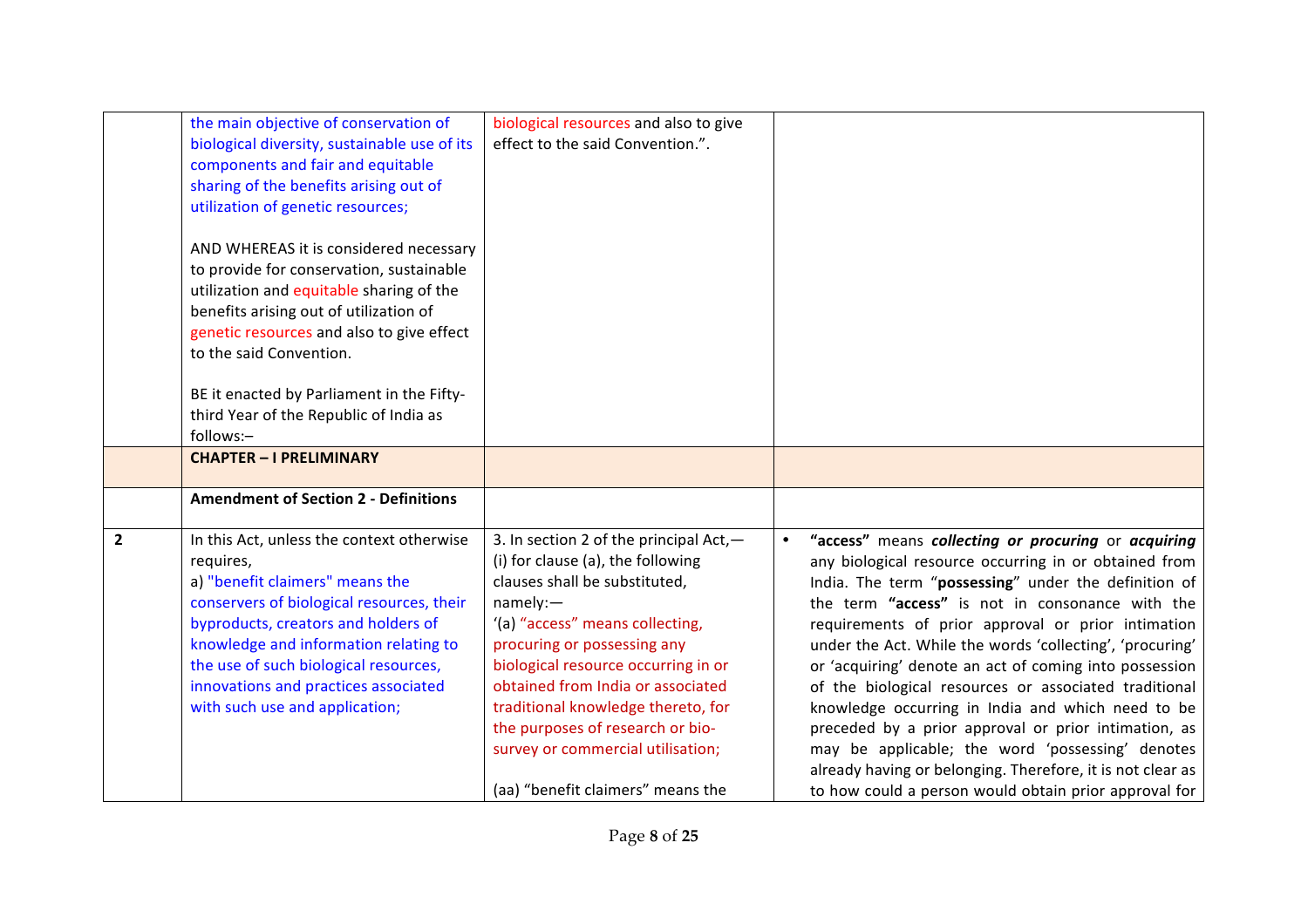| | | | |
|---|---|---|---|
| | the main objective of conservation of biological diversity, sustainable use of its components and fair and equitable sharing of the benefits arising out of utilization of genetic resources;<br><br>AND WHEREAS it is considered necessary to provide for conservation, sustainable utilization and equitable sharing of the benefits arising out of utilization of genetic resources and also to give effect to the said Convention.<br><br>BE it enacted by Parliament in the Fifty-third Year of the Republic of India as follows:– | biological resources and also to give effect to the said Convention.". | |
| | **CHAPTER – I PRELIMINARY** | | |
| | **Amendment of Section 2 - Definitions** | | |
| **2** | In this Act, unless the context otherwise requires,<br>a) "benefit claimers" means the conservers of biological resources, their byproducts, creators and holders of knowledge and information relating to the use of such biological resources, innovations and practices associated with such use and application; | 3. In section 2 of the principal Act,—<br>(i) for clause (a), the following clauses shall be substituted, namely:—<br>'(a) "access" means collecting, procuring or possessing any biological resource occurring in or obtained from India or associated traditional knowledge thereto, for the purposes of research or bio-survey or commercial utilisation;<br><br>(aa) "benefit claimers" means the | • **"access"** means ***collecting or procuring*** or ***acquiring*** any biological resource occurring in or obtained from India. The term "**possessing**" under the definition of the term **"access"** is not in consonance with the requirements of prior approval or prior intimation under the Act. While the words 'collecting', 'procuring' or 'acquiring' denote an act of coming into possession of the biological resources or associated traditional knowledge occurring in India and which need to be preceded by a prior approval or prior intimation, as may be applicable; the word 'possessing' denotes already having or belonging. Therefore, it is not clear as to how could a person would obtain prior approval for |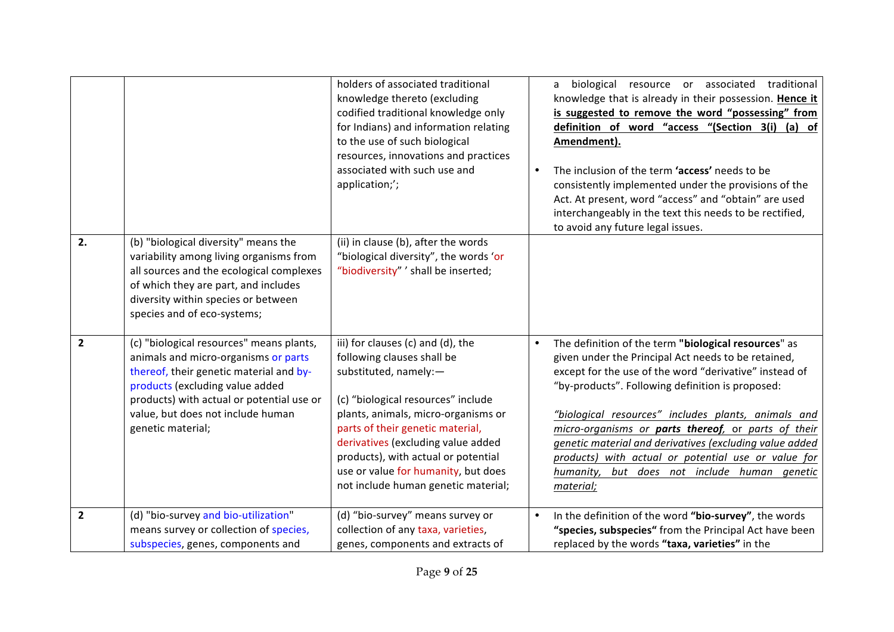| | | | |
|---|---|---|---|
| | | holders of associated traditional knowledge thereto (excluding codified traditional knowledge only for Indians) and information relating to the use of such biological resources, innovations and practices associated with such use and application;'; | a biological resource or associated traditional knowledge that is already in their possession. **Hence it is suggested to remove the word "possessing" from definition of word "access "(Section 3(i) (a) of Amendment).**<br><br>• The inclusion of the term **'access'** needs to be consistently implemented under the provisions of the Act. At present, word "access" and "obtain" are used interchangeably in the text this needs to be rectified, to avoid any future legal issues. |
| **2.** | (b) "biological diversity" means the variability among living organisms from all sources and the ecological complexes of which they are part, and includes diversity within species or between species and of eco-systems; | (ii) in clause (b), after the words "biological diversity", the words 'or "biodiversity" ' shall be inserted; | |
| **2** | (c) "biological resources" means plants, animals and micro-organisms or parts thereof, their genetic material and by-products (excluding value added products) with actual or potential use or value, but does not include human genetic material; | iii) for clauses (c) and (d), the following clauses shall be substituted, namely:—<br><br>(c) "biological resources" include plants, animals, micro-organisms or parts of their genetic material, derivatives (excluding value added products), with actual or potential use or value for humanity, but does not include human genetic material; | • The definition of the term **"biological resources"** as given under the Principal Act needs to be retained, except for the use of the word "derivative" instead of "by-products". Following definition is proposed:<br><br>*"biological resources" includes plants, animals and micro-organisms or **parts thereof**, or parts of their genetic material and derivatives (excluding value added products) with actual or potential use or value for humanity, but does not include human genetic material;* |
| **2** | (d) "bio-survey and bio-utilization" means survey or collection of species, subspecies, genes, components and | (d) "bio-survey" means survey or collection of any taxa, varieties, genes, components and extracts of | • In the definition of the word **"bio-survey"**, the words **"species, subspecies"** from the Principal Act have been replaced by the words **"taxa, varieties"** in the |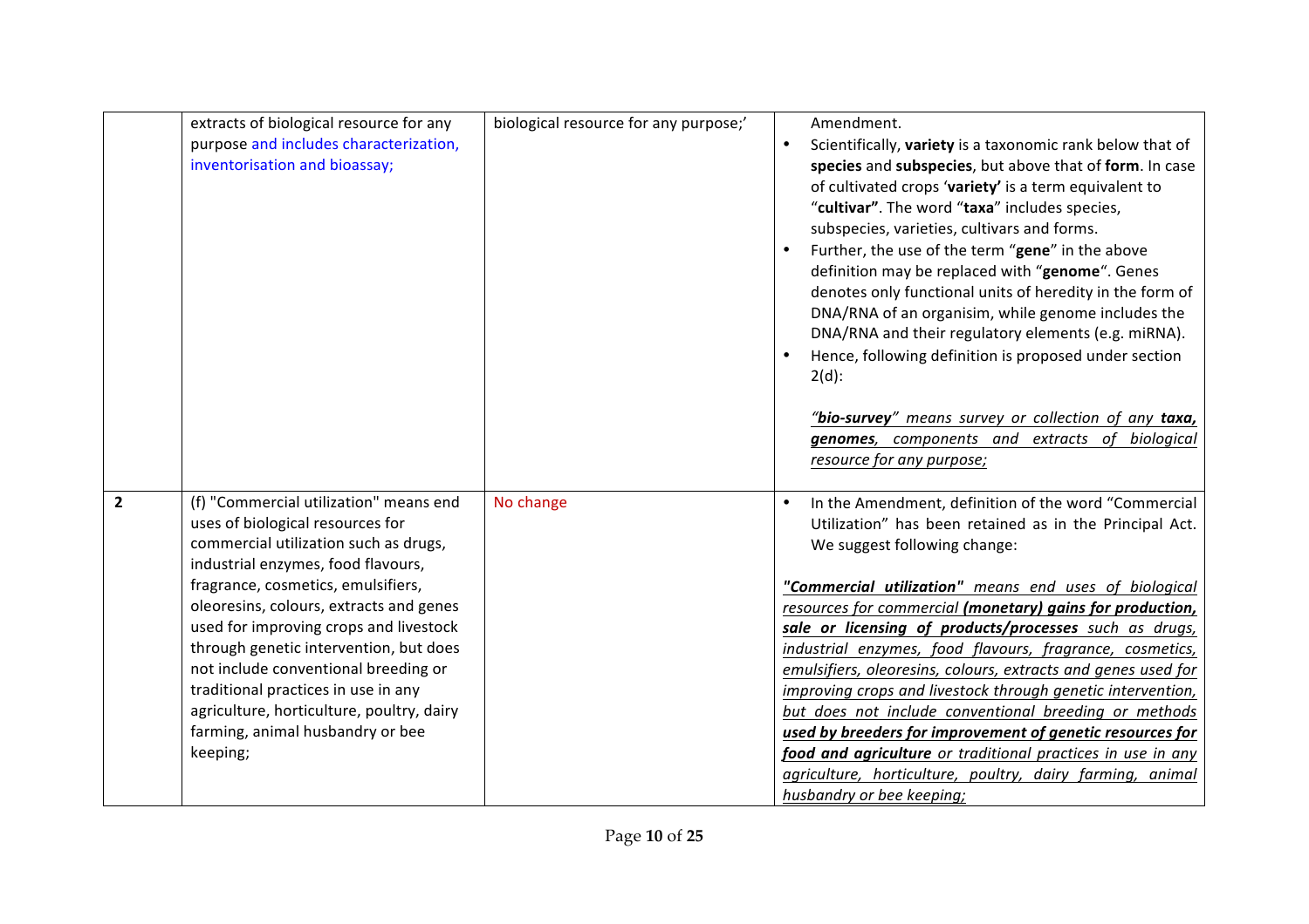| | | | |
|---|---|---|---|
| | extracts of biological resource for any purpose and includes characterization, inventorisation and bioassay; | biological resource for any purpose;' | Amendment.<br>• Scientifically, **variety** is a taxonomic rank below that of **species** and **subspecies**, but above that of **form**. In case of cultivated crops '**variety'** is a term equivalent to "**cultivar"**. The word "**taxa**" includes species, subspecies, varieties, cultivars and forms.<br>• Further, the use of the term "**gene**" in the above definition may be replaced with "**genome**". Genes denotes only functional units of heredity in the form of DNA/RNA of an organisim, while genome includes the DNA/RNA and their regulatory elements (e.g. miRNA).<br>• Hence, following definition is proposed under section 2(d):<br><br>*"**bio-survey**" means survey or collection of any **taxa, genomes**, components and extracts of biological resource for any purpose;* |
| **2** | (f) "Commercial utilization" means end uses of biological resources for commercial utilization such as drugs, industrial enzymes, food flavours, fragrance, cosmetics, emulsifiers, oleoresins, colours, extracts and genes used for improving crops and livestock through genetic intervention, but does not include conventional breeding or traditional practices in use in any agriculture, horticulture, poultry, dairy farming, animal husbandry or bee keeping; | No change | • In the Amendment, definition of the word "Commercial Utilization" has been retained as in the Principal Act. We suggest following change:<br><br>*"**Commercial utilization"** means end uses of biological resources for commercial **(monetary) gains for production, sale or licensing of products/processes** such as drugs, industrial enzymes, food flavours, fragrance, cosmetics, emulsifiers, oleoresins, colours, extracts and genes used for improving crops and livestock through genetic intervention, but does not include conventional breeding or methods **used by breeders for improvement of genetic resources for food and agriculture** or traditional practices in use in any agriculture, horticulture, poultry, dairy farming, animal husbandry or bee keeping;* |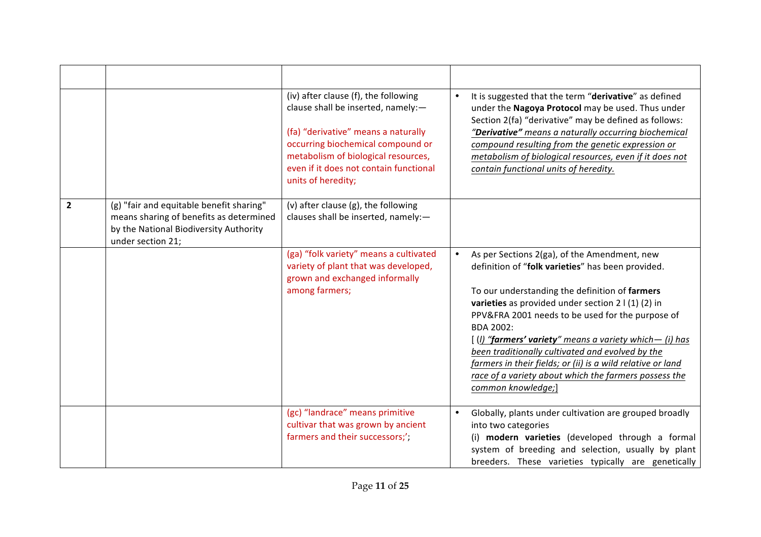| | | | |
|---|---|---|---|
| | | (iv) after clause (f), the following clause shall be inserted, namely:—<br><br>(fa) "derivative" means a naturally occurring biochemical compound or metabolism of biological resources, even if it does not contain functional units of heredity; | • It is suggested that the term "**derivative**" as defined under the **Nagoya Protocol** may be used. Thus under Section 2(fa) "derivative" may be defined as follows: ***"Derivative"** means a naturally occurring biochemical compound resulting from the genetic expression or metabolism of biological resources, even if it does not contain functional units of heredity.* |
| **2** | (g) "fair and equitable benefit sharing" means sharing of benefits as determined by the National Biodiversity Authority under section 21; | (v) after clause (g), the following clauses shall be inserted, namely:— | |
| | | (ga) "folk variety" means a cultivated variety of plant that was developed, grown and exchanged informally among farmers; | • As per Sections 2(ga), of the Amendment, new definition of "**folk varieties**" has been provided.<br><br>To our understanding the definition of **farmers varieties** as provided under section 2 l (1) (2) in PPV&FRA 2001 needs to be used for the purpose of BDA 2002:<br>[ *(l) "**farmers' variety**" means a variety which— (i) has been traditionally cultivated and evolved by the farmers in their fields; or (ii) is a wild relative or land race of a variety about which the farmers possess the common knowledge;*] |
| | | (gc) "landrace" means primitive cultivar that was grown by ancient farmers and their successors;'; | • Globally, plants under cultivation are grouped broadly into two categories<br>(i) **modern varieties** (developed through a formal system of breeding and selection, usually by plant breeders. These varieties typically are genetically |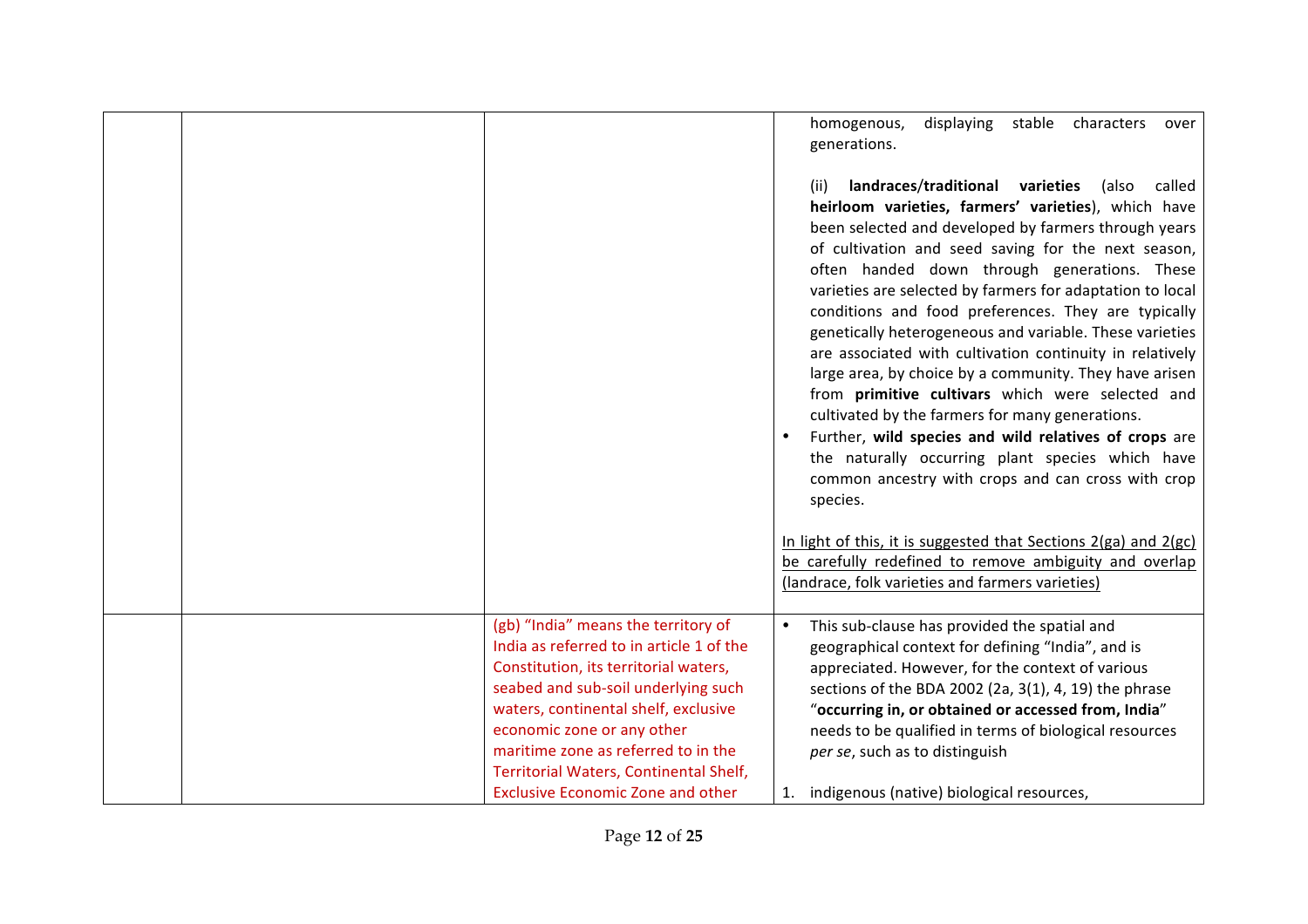| | | | |
|---|---|---|---|
| | | | homogenous, displaying stable characters over generations.<br><br>(ii) **landraces**/**traditional varieties** (also called **heirloom varieties, farmers' varieties**), which have been selected and developed by farmers through years of cultivation and seed saving for the next season, often handed down through generations. These varieties are selected by farmers for adaptation to local conditions and food preferences. They are typically genetically heterogeneous and variable. These varieties are associated with cultivation continuity in relatively large area, by choice by a community. They have arisen from **primitive cultivars** which were selected and cultivated by the farmers for many generations.<br>• Further, **wild species and wild relatives of crops** are the naturally occurring plant species which have common ancestry with crops and can cross with crop species.<br><br><u>In light of this, it is suggested that Sections 2(ga) and 2(gc) be carefully redefined to remove ambiguity and overlap (landrace, folk varieties and farmers varieties)</u> |
| | | (gb) "India" means the territory of India as referred to in article 1 of the Constitution, its territorial waters, seabed and sub-soil underlying such waters, continental shelf, exclusive economic zone or any other maritime zone as referred to in the Territorial Waters, Continental Shelf, Exclusive Economic Zone and other | • This sub-clause has provided the spatial and geographical context for defining "India", and is appreciated. However, for the context of various sections of the BDA 2002 (2a, 3(1), 4, 19) the phrase "**occurring in, or obtained or accessed from, India**" needs to be qualified in terms of biological resources *per se*, such as to distinguish<br><br>1. indigenous (native) biological resources, |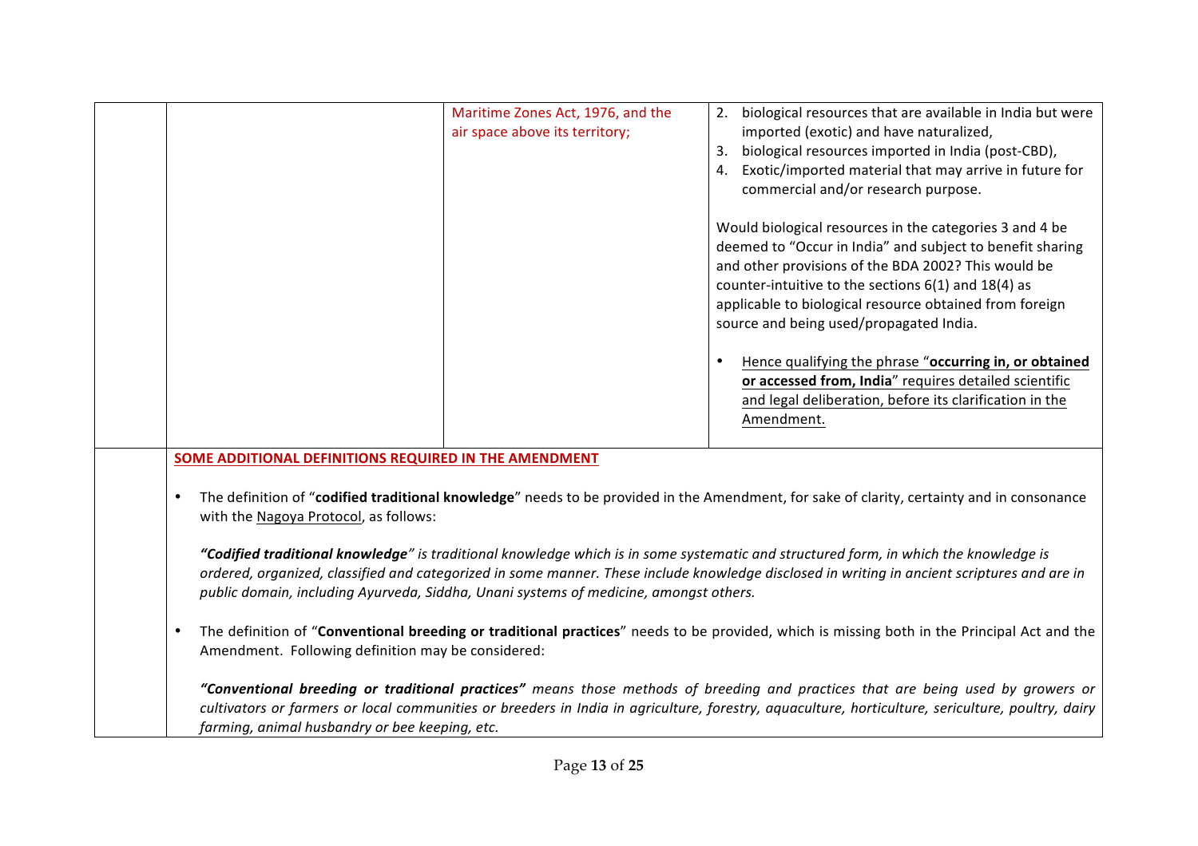| | | | |
|---|---|---|---|
| | | Maritime Zones Act, 1976, and the air space above its territory; | 2. biological resources that are available in India but were imported (exotic) and have naturalized,<br>3. biological resources imported in India (post-CBD),<br>4. Exotic/imported material that may arrive in future for commercial and/or research purpose.<br><br>Would biological resources in the categories 3 and 4 be deemed to "Occur in India" and subject to benefit sharing and other provisions of the BDA 2002? This would be counter-intuitive to the sections 6(1) and 18(4) as applicable to biological resource obtained from foreign source and being used/propagated India.<br><br>• Hence qualifying the phrase "**occurring in, or obtained or accessed from, India**" requires detailed scientific and legal deliberation, before its clarification in the Amendment. |
| | **SOME ADDITIONAL DEFINITIONS REQUIRED IN THE AMENDMENT**<br><br>• The definition of "**codified traditional knowledge**" needs to be provided in the Amendment, for sake of clarity, certainty and in consonance with the Nagoya Protocol, as follows:<br><br>***"Codified traditional knowledge"*** *is traditional knowledge which is in some systematic and structured form, in which the knowledge is ordered, organized, classified and categorized in some manner. These include knowledge disclosed in writing in ancient scriptures and are in public domain, including Ayurveda, Siddha, Unani systems of medicine, amongst others.*<br><br>• The definition of "**Conventional breeding or traditional practices**" needs to be provided, which is missing both in the Principal Act and the Amendment. Following definition may be considered:<br><br>***"Conventional breeding or traditional practices"*** *means those methods of breeding and practices that are being used by growers or cultivators or farmers or local communities or breeders in India in agriculture, forestry, aquaculture, horticulture, sericulture, poultry, dairy farming, animal husbandry or bee keeping, etc.* | | |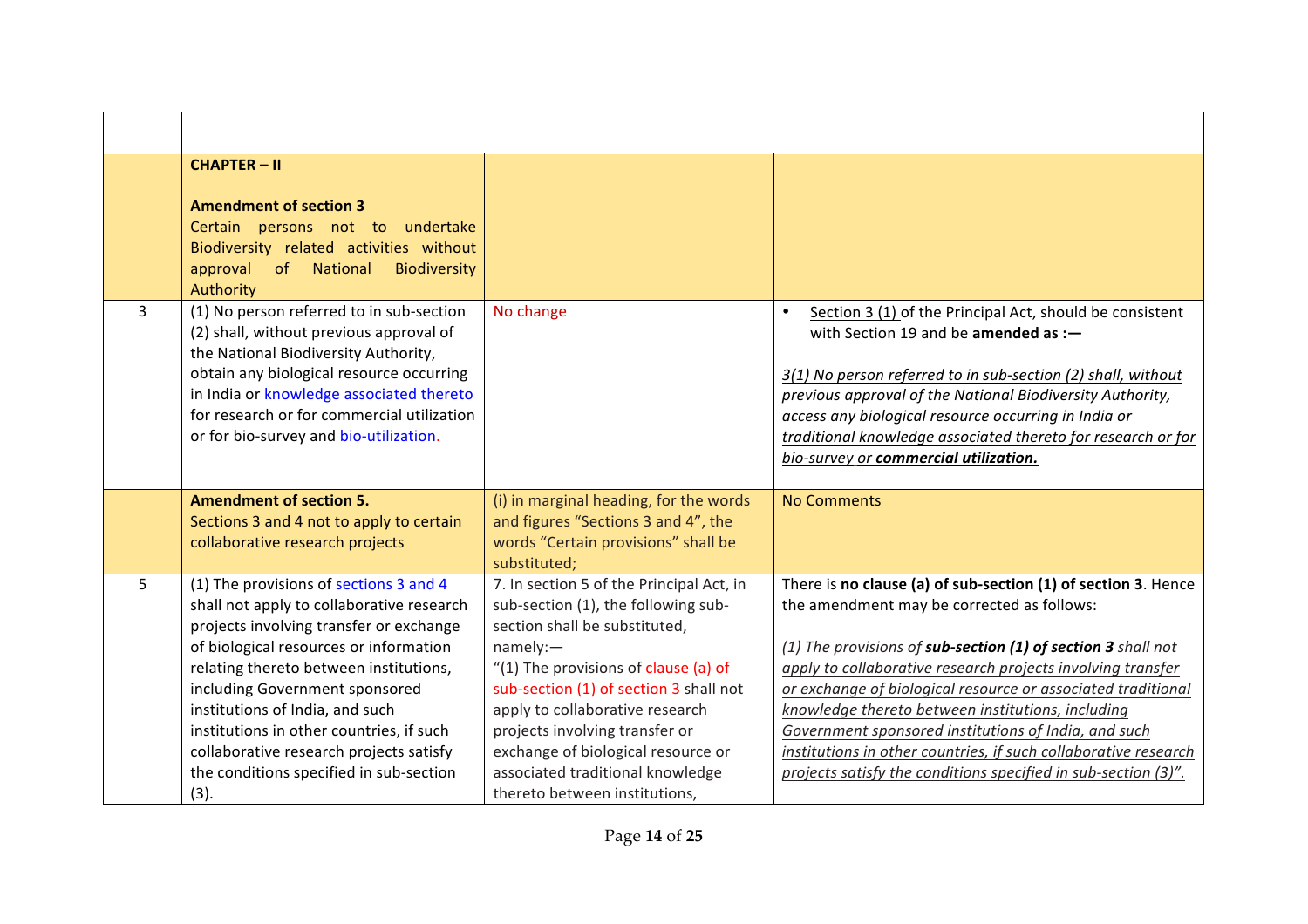| | | | |
|---|---|---|---|
| | **CHAPTER – II**<br><br>**Amendment of section 3**<br>Certain persons not to undertake Biodiversity related activities without approval of National Biodiversity Authority | | |
| 3 | (1) No person referred to in sub-section (2) shall, without previous approval of the National Biodiversity Authority, obtain any biological resource occurring in India or knowledge associated thereto for research or for commercial utilization or for bio-survey and bio-utilization. | No change | • Section 3 (1) of the Principal Act, should be consistent with Section 19 and be **amended as :—**<br><br>*3(1) No person referred to in sub-section (2) shall, without previous approval of the National Biodiversity Authority, access any biological resource occurring in India or traditional knowledge associated thereto for research or for bio-survey or **commercial utilization.*** |
| | **Amendment of section 5.**<br>Sections 3 and 4 not to apply to certain collaborative research projects | (i) in marginal heading, for the words and figures "Sections 3 and 4", the words "Certain provisions" shall be substituted; | No Comments |
| 5 | (1) The provisions of sections 3 and 4 shall not apply to collaborative research projects involving transfer or exchange of biological resources or information relating thereto between institutions, including Government sponsored institutions of India, and such institutions in other countries, if such collaborative research projects satisfy the conditions specified in sub-section (3). | 7. In section 5 of the Principal Act, in sub-section (1), the following sub-section shall be substituted, namely:—<br>"(1) The provisions of clause (a) of sub-section (1) of section 3 shall not apply to collaborative research projects involving transfer or exchange of biological resource or associated traditional knowledge thereto between institutions, | There is **no clause (a) of sub-section (1) of section 3**. Hence the amendment may be corrected as follows:<br><br>*(1) The provisions of **sub-section (1) of section 3** shall not apply to collaborative research projects involving transfer or exchange of biological resource or associated traditional knowledge thereto between institutions, including Government sponsored institutions of India, and such institutions in other countries, if such collaborative research projects satisfy the conditions specified in sub-section (3)".* |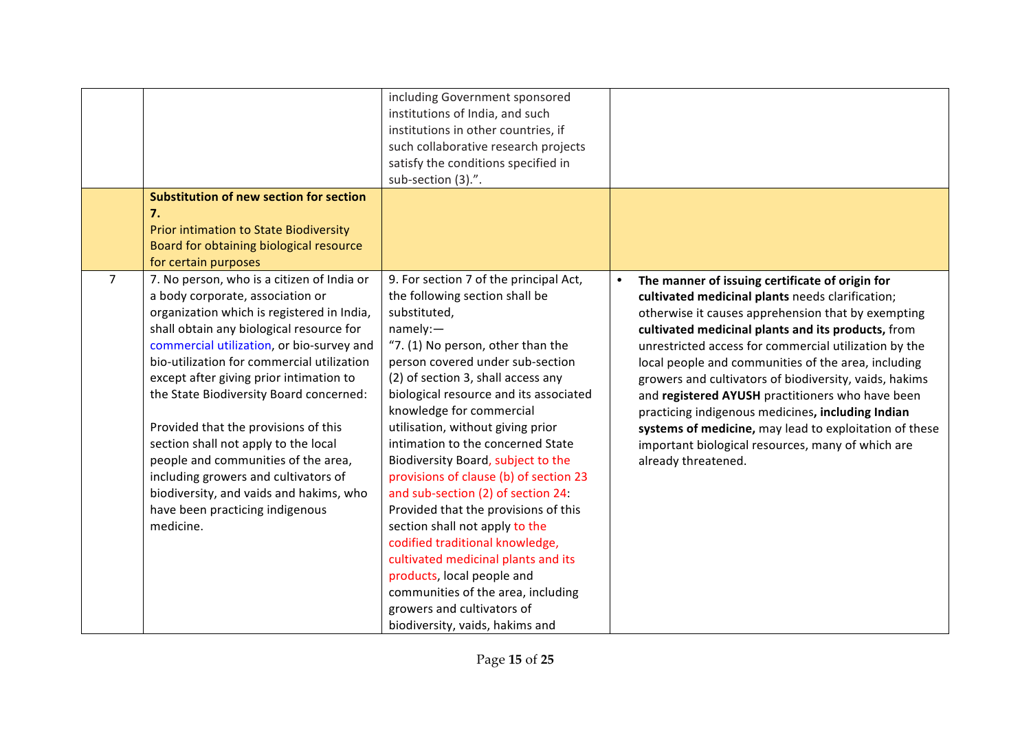| | | | |
|---|---|---|---|
| | | including Government sponsored institutions of India, and such institutions in other countries, if such collaborative research projects satisfy the conditions specified in sub-section (3).". | |
| | **Substitution of new section for section 7.** Prior intimation to State Biodiversity Board for obtaining biological resource for certain purposes | | |
| 7 | 7. No person, who is a citizen of India or a body corporate, association or organization which is registered in India, shall obtain any biological resource for commercial utilization, or bio-survey and bio-utilization for commercial utilization except after giving prior intimation to the State Biodiversity Board concerned:<br><br>Provided that the provisions of this section shall not apply to the local people and communities of the area, including growers and cultivators of biodiversity, and vaids and hakims, who have been practicing indigenous medicine. | 9. For section 7 of the principal Act, the following section shall be substituted, namely:—<br>"7. (1) No person, other than the person covered under sub-section (2) of section 3, shall access any biological resource and its associated knowledge for commercial utilisation, without giving prior intimation to the concerned State Biodiversity Board, subject to the provisions of clause (b) of section 23 and sub-section (2) of section 24:<br>Provided that the provisions of this section shall not apply to the codified traditional knowledge, cultivated medicinal plants and its products, local people and communities of the area, including growers and cultivators of biodiversity, vaids, hakims and | • **The manner of issuing certificate of origin for cultivated medicinal plants** needs clarification; otherwise it causes apprehension that by exempting **cultivated medicinal plants and its products,** from unrestricted access for commercial utilization by the local people and communities of the area, including growers and cultivators of biodiversity, vaids, hakims and **registered AYUSH** practitioners who have been practicing indigenous medicines**, including Indian systems of medicine,** may lead to exploitation of these important biological resources, many of which are already threatened. |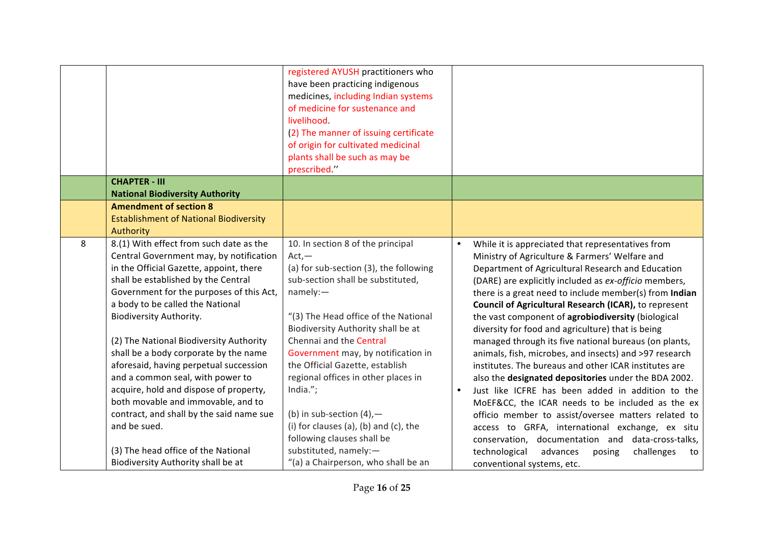| | | | |
|---|---|---|---|
| | | registered AYUSH practitioners who have been practicing indigenous medicines, including Indian systems of medicine for sustenance and livelihood.<br>(2) The manner of issuing certificate of origin for cultivated medicinal plants shall be such as may be prescribed.'' | |
| | **CHAPTER - III**<br>**National Biodiversity Authority** | | |
| | **Amendment of section 8**<br>Establishment of National Biodiversity Authority | | |
| 8 | 8.(1) With effect from such date as the Central Government may, by notification in the Official Gazette, appoint, there shall be established by the Central Government for the purposes of this Act, a body to be called the National Biodiversity Authority.<br><br>(2) The National Biodiversity Authority shall be a body corporate by the name aforesaid, having perpetual succession and a common seal, with power to acquire, hold and dispose of property, both movable and immovable, and to contract, and shall by the said name sue and be sued.<br><br>(3) The head office of the National Biodiversity Authority shall be at | 10. In section 8 of the principal Act,—<br>(a) for sub-section (3), the following sub-section shall be substituted, namely:—<br><br>"(3) The Head office of the National Biodiversity Authority shall be at Chennai and the Central Government may, by notification in the Official Gazette, establish regional offices in other places in India.";<br><br>(b) in sub-section (4),—<br>(i) for clauses (a), (b) and (c), the following clauses shall be substituted, namely:—<br>"(a) a Chairperson, who shall be an | • While it is appreciated that representatives from Ministry of Agriculture & Farmers' Welfare and Department of Agricultural Research and Education (DARE) are explicitly included as *ex-officio* members, there is a great need to include member(s) from **Indian Council of Agricultural Research (ICAR),** to represent the vast component of **agrobiodiversity** (biological diversity for food and agriculture) that is being managed through its five national bureaus (on plants, animals, fish, microbes, and insects) and >97 research institutes. The bureaus and other ICAR institutes are also the **designated depositories** under the BDA 2002.<br>• Just like ICFRE has been added in addition to the MoEF&CC, the ICAR needs to be included as the ex officio member to assist/oversee matters related to access to GRFA, international exchange, ex situ conservation, documentation and data-cross-talks, technological advances posing challenges to conventional systems, etc. |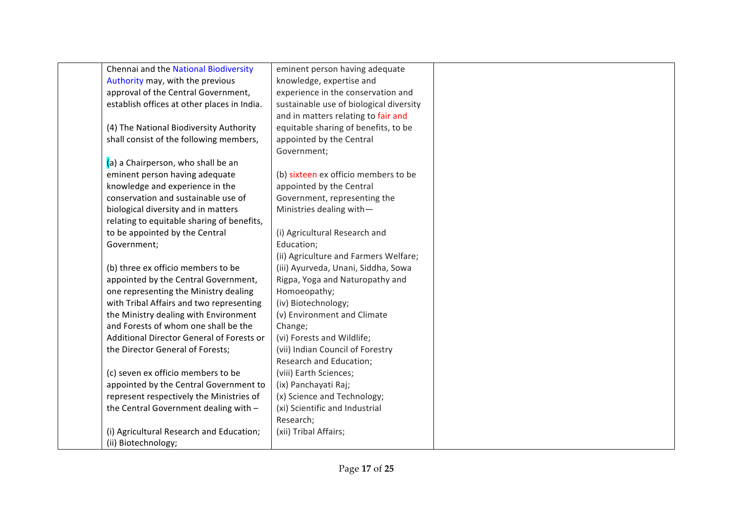| | | | |
|---|---|---|---|
| | Chennai and the National Biodiversity Authority may, with the previous approval of the Central Government, establish offices at other places in India.<br><br>(4) The National Biodiversity Authority shall consist of the following members,<br><br>(a) a Chairperson, who shall be an eminent person having adequate knowledge and experience in the conservation and sustainable use of biological diversity and in matters relating to equitable sharing of benefits, to be appointed by the Central Government;<br><br>(b) three ex officio members to be appointed by the Central Government, one representing the Ministry dealing with Tribal Affairs and two representing the Ministry dealing with Environment and Forests of whom one shall be the Additional Director General of Forests or the Director General of Forests;<br><br>(c) seven ex officio members to be appointed by the Central Government to represent respectively the Ministries of the Central Government dealing with –<br><br>(i) Agricultural Research and Education;<br>(ii) Biotechnology; | eminent person having adequate knowledge, expertise and experience in the conservation and sustainable use of biological diversity and in matters relating to fair and equitable sharing of benefits, to be appointed by the Central Government;<br><br>(b) sixteen ex officio members to be appointed by the Central Government, representing the Ministries dealing with—<br><br>(i) Agricultural Research and Education;<br>(ii) Agriculture and Farmers Welfare;<br>(iii) Ayurveda, Unani, Siddha, Sowa Rigpa, Yoga and Naturopathy and Homoeopathy;<br>(iv) Biotechnology;<br>(v) Environment and Climate Change;<br>(vi) Forests and Wildlife;<br>(vii) Indian Council of Forestry Research and Education;<br>(viii) Earth Sciences;<br>(ix) Panchayati Raj;<br>(x) Science and Technology;<br>(xi) Scientific and Industrial Research;<br>(xii) Tribal Affairs; | |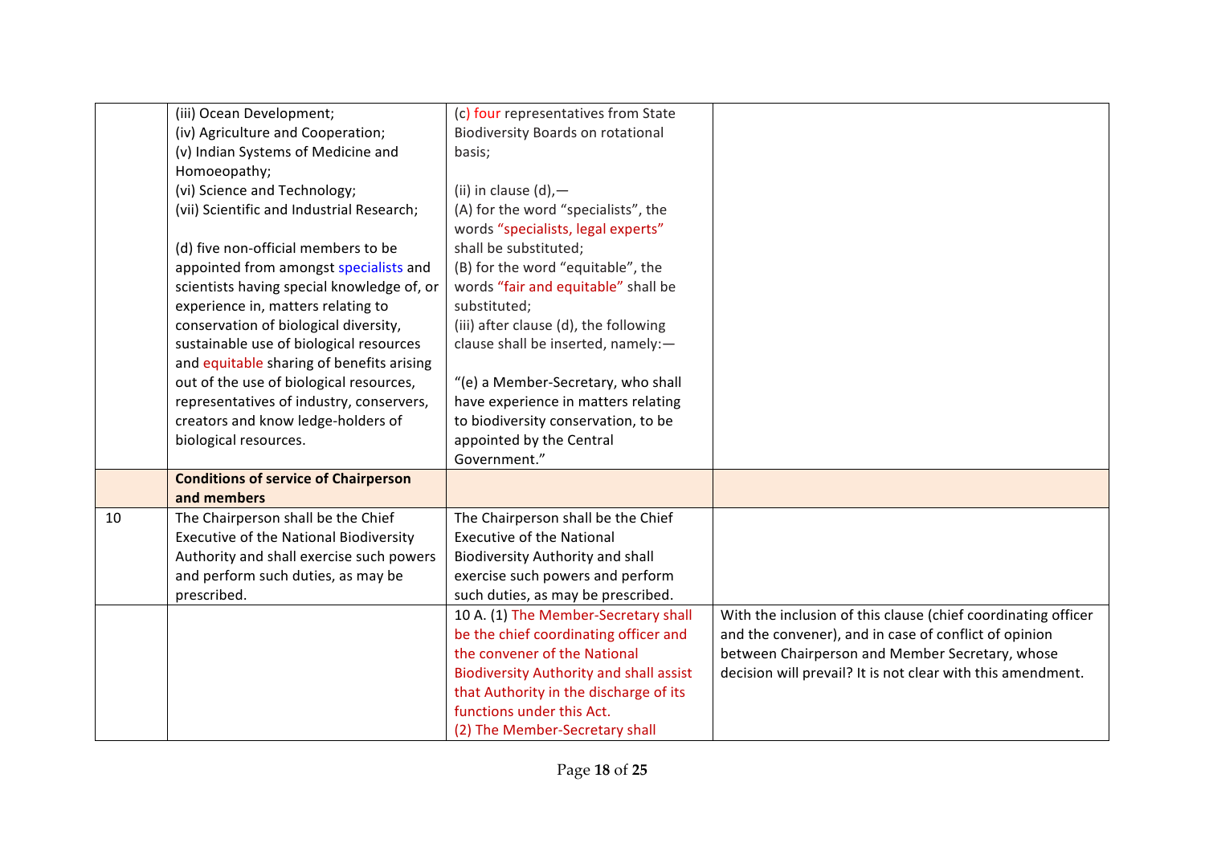| | | | |
|---|---|---|---|
| | (iii) Ocean Development;<br>(iv) Agriculture and Cooperation;<br>(v) Indian Systems of Medicine and Homoeopathy;<br>(vi) Science and Technology;<br>(vii) Scientific and Industrial Research;<br><br>(d) five non-official members to be appointed from amongst specialists and scientists having special knowledge of, or experience in, matters relating to conservation of biological diversity, sustainable use of biological resources and equitable sharing of benefits arising out of the use of biological resources, representatives of industry, conservers, creators and know ledge-holders of biological resources. | (c) four representatives from State Biodiversity Boards on rotational basis;<br><br>(ii) in clause (d),—<br>(A) for the word "specialists", the words "specialists, legal experts" shall be substituted;<br>(B) for the word "equitable", the words "fair and equitable" shall be substituted;<br>(iii) after clause (d), the following clause shall be inserted, namely:—<br><br>"(e) a Member-Secretary, who shall have experience in matters relating to biodiversity conservation, to be appointed by the Central Government." | |
| | **Conditions of service of Chairperson and members** | | |
| 10 | The Chairperson shall be the Chief Executive of the National Biodiversity Authority and shall exercise such powers and perform such duties, as may be prescribed. | The Chairperson shall be the Chief Executive of the National Biodiversity Authority and shall exercise such powers and perform such duties, as may be prescribed. | |
| | | 10 A. (1) The Member-Secretary shall be the chief coordinating officer and the convener of the National Biodiversity Authority and shall assist that Authority in the discharge of its functions under this Act.<br>(2) The Member-Secretary shall | With the inclusion of this clause (chief coordinating officer and the convener), and in case of conflict of opinion between Chairperson and Member Secretary, whose decision will prevail? It is not clear with this amendment. |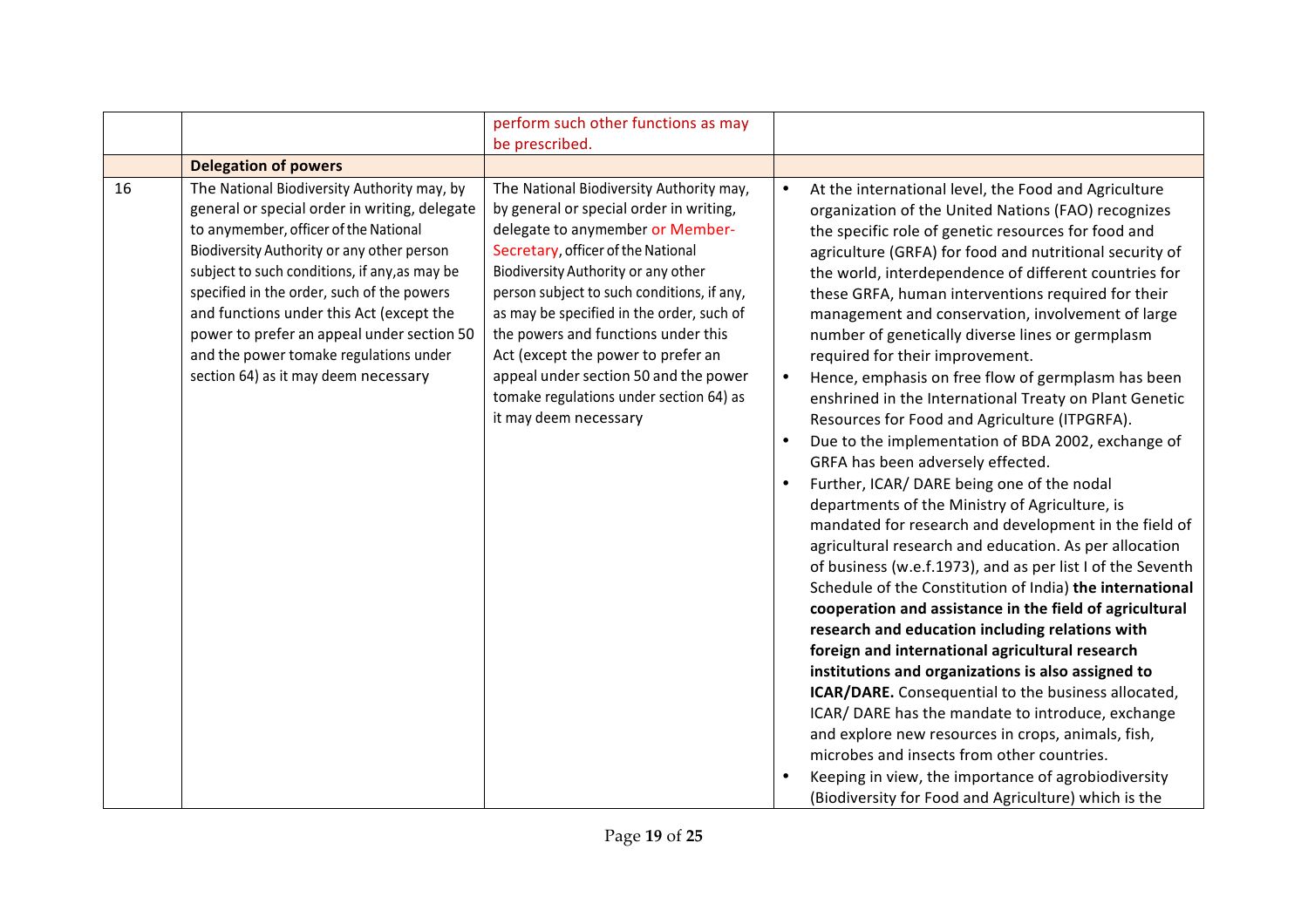| | | | |
|---|---|---|---|
| | | perform such other functions as may be prescribed. | |
| | **Delegation of powers** | | |
| 16 | The National Biodiversity Authority may, by general or special order in writing, delegate to anymember, officer of the National Biodiversity Authority or any other person subject to such conditions, if any,as may be specified in the order, such of the powers and functions under this Act (except the power to prefer an appeal under section 50 and the power tomake regulations under section 64) as it may deem necessary | The National Biodiversity Authority may, by general or special order in writing, delegate to anymember or Member-Secretary, officer of the National Biodiversity Authority or any other person subject to such conditions, if any, as may be specified in the order, such of the powers and functions under this Act (except the power to prefer an appeal under section 50 and the power tomake regulations under section 64) as it may deem necessary | • At the international level, the Food and Agriculture organization of the United Nations (FAO) recognizes the specific role of genetic resources for food and agriculture (GRFA) for food and nutritional security of the world, interdependence of different countries for these GRFA, human interventions required for their management and conservation, involvement of large number of genetically diverse lines or germplasm required for their improvement.<br>• Hence, emphasis on free flow of germplasm has been enshrined in the International Treaty on Plant Genetic Resources for Food and Agriculture (ITPGRFA).<br>• Due to the implementation of BDA 2002, exchange of GRFA has been adversely effected.<br>• Further, ICAR/ DARE being one of the nodal departments of the Ministry of Agriculture, is mandated for research and development in the field of agricultural research and education. As per allocation of business (w.e.f.1973), and as per list I of the Seventh Schedule of the Constitution of India) **the international cooperation and assistance in the field of agricultural research and education including relations with foreign and international agricultural research institutions and organizations is also assigned to ICAR/DARE.** Consequential to the business allocated, ICAR/ DARE has the mandate to introduce, exchange and explore new resources in crops, animals, fish, microbes and insects from other countries.<br>• Keeping in view, the importance of agrobiodiversity (Biodiversity for Food and Agriculture) which is the |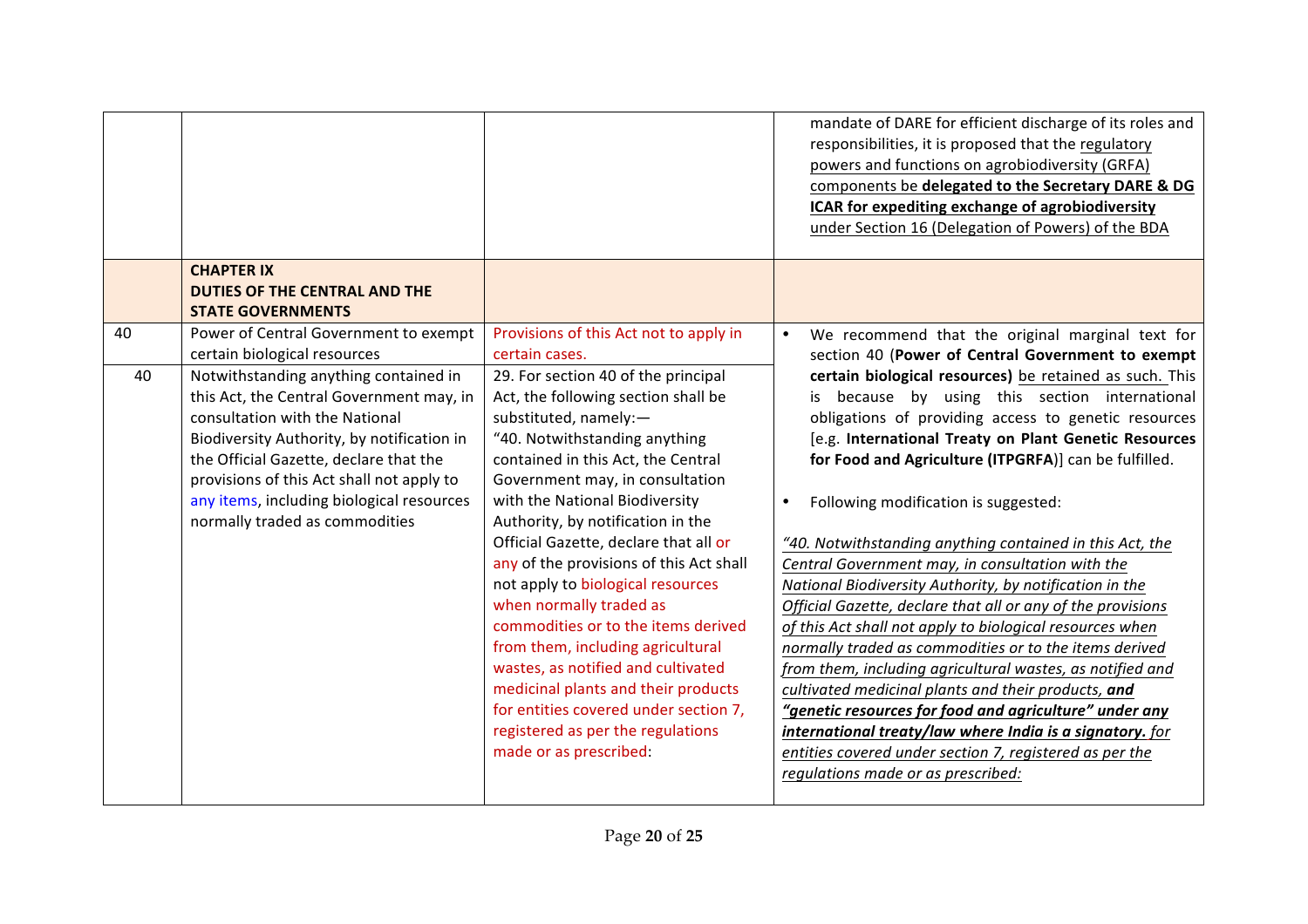| | | | |
|---|---|---|---|
| | | | mandate of DARE for efficient discharge of its roles and responsibilities, it is proposed that the regulatory powers and functions on agrobiodiversity (GRFA) components be **delegated to the Secretary DARE & DG ICAR for expediting exchange of agrobiodiversity** under Section 16 (Delegation of Powers) of the BDA |
| | **CHAPTER IX DUTIES OF THE CENTRAL AND THE STATE GOVERNMENTS** | | |
| 40 | Power of Central Government to exempt certain biological resources | Provisions of this Act not to apply in certain cases. | • We recommend that the original marginal text for section 40 (**Power of Central Government to exempt certain biological resources)** be retained as such. This is because by using this section international obligations of providing access to genetic resources [e.g. **International Treaty on Plant Genetic Resources for Food and Agriculture (ITPGRFA)**] can be fulfilled.<br><br>• Following modification is suggested:<br><br>*"40. Notwithstanding anything contained in this Act, the Central Government may, in consultation with the National Biodiversity Authority, by notification in the Official Gazette, declare that all or any of the provisions of this Act shall not apply to biological resources when normally traded as commodities or to the items derived from them, including agricultural wastes, as notified and cultivated medicinal plants and their products,* ***and "genetic resources for food and agriculture" under any international treaty/law where India is a signatory.*** *for entities covered under section 7, registered as per the regulations made or as prescribed:* |
| 40 | Notwithstanding anything contained in this Act, the Central Government may, in consultation with the National Biodiversity Authority, by notification in the Official Gazette, declare that the provisions of this Act shall not apply to any items, including biological resources normally traded as commodities | 29. For section 40 of the principal Act, the following section shall be substituted, namely:—<br>"40. Notwithstanding anything contained in this Act, the Central Government may, in consultation with the National Biodiversity Authority, by notification in the Official Gazette, declare that all or any of the provisions of this Act shall not apply to biological resources when normally traded as commodities or to the items derived from them, including agricultural wastes, as notified and cultivated medicinal plants and their products for entities covered under section 7, registered as per the regulations made or as prescribed: | |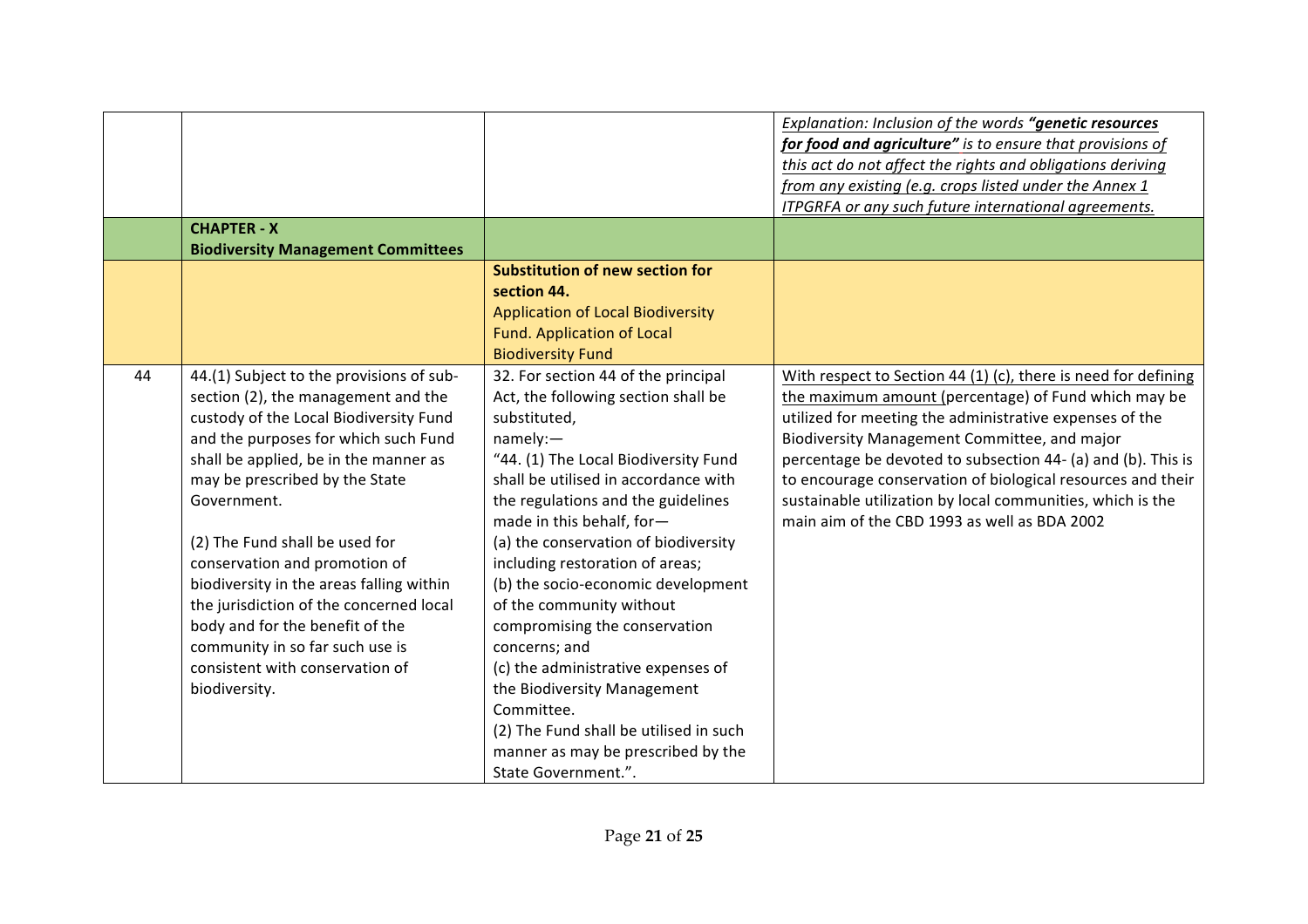| | | | |
|---|---|---|---|
| | | | *Explanation: Inclusion of the words **"genetic resources for food and agriculture"** is to ensure that provisions of this act do not affect the rights and obligations deriving from any existing (e.g. crops listed under the Annex 1 ITPGRFA or any such future international agreements.* |
| | **CHAPTER - X** **Biodiversity Management Committees** | | |
| | | **Substitution of new section for section 44.** Application of Local Biodiversity Fund. Application of Local Biodiversity Fund | |
| 44 | 44.(1) Subject to the provisions of sub-section (2), the management and the custody of the Local Biodiversity Fund and the purposes for which such Fund shall be applied, be in the manner as may be prescribed by the State Government.<br><br>(2) The Fund shall be used for conservation and promotion of biodiversity in the areas falling within the jurisdiction of the concerned local body and for the benefit of the community in so far such use is consistent with conservation of biodiversity. | 32. For section 44 of the principal Act, the following section shall be substituted, namely:—<br>"44. (1) The Local Biodiversity Fund shall be utilised in accordance with the regulations and the guidelines made in this behalf, for—<br>(a) the conservation of biodiversity including restoration of areas;<br>(b) the socio-economic development of the community without compromising the conservation concerns; and<br>(c) the administrative expenses of the Biodiversity Management Committee.<br>(2) The Fund shall be utilised in such manner as may be prescribed by the State Government.". | With respect to Section 44 (1) (c), there is need for defining the maximum amount (percentage) of Fund which may be utilized for meeting the administrative expenses of the Biodiversity Management Committee, and major percentage be devoted to subsection 44- (a) and (b). This is to encourage conservation of biological resources and their sustainable utilization by local communities, which is the main aim of the CBD 1993 as well as BDA 2002 |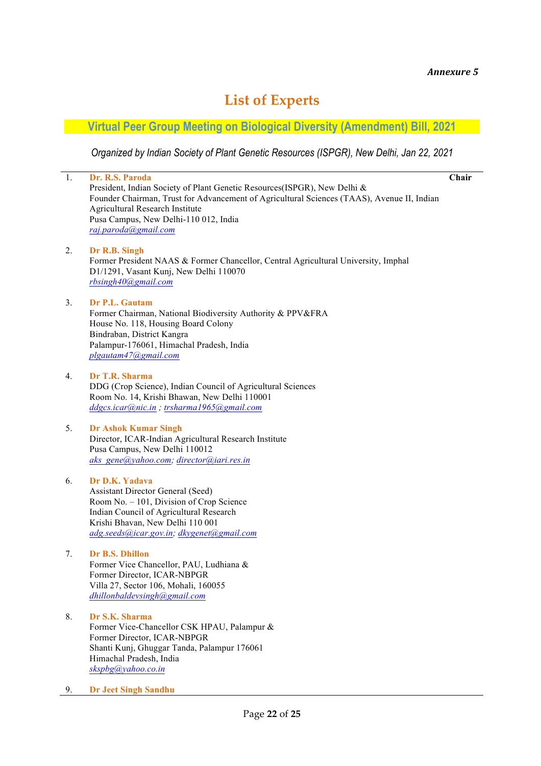*Annexure 5*

# List of Experts

## Virtual Peer Group Meeting on Biological Diversity (Amendment) Bill, 2021

*Organized by Indian Society of Plant Genetic Resources (ISPGR), New Delhi, Jan 22, 2021*

1. **Dr. R.S. Paroda** **Chair**
   President, Indian Society of Plant Genetic Resources(ISPGR), New Delhi &
   Founder Chairman, Trust for Advancement of Agricultural Sciences (TAAS), Avenue II, Indian Agricultural Research Institute
   Pusa Campus, New Delhi-110 012, India
   *raj.paroda@gmail.com*

2. **Dr R.B. Singh**
   Former President NAAS & Former Chancellor, Central Agricultural University, Imphal
   D1/1291, Vasant Kunj, New Delhi 110070
   *rbsingh40@gmail.com*

3. **Dr P.L. Gautam**
   Former Chairman, National Biodiversity Authority & PPV&FRA
   House No. 118, Housing Board Colony
   Bindraban, District Kangra
   Palampur-176061, Himachal Pradesh, India
   *plgautam47@gmail.com*

4. **Dr T.R. Sharma**
   DDG (Crop Science), Indian Council of Agricultural Sciences
   Room No. 14, Krishi Bhawan, New Delhi 110001
   *ddgcs.icar@nic.in ; trsharma1965@gmail.com*

5. **Dr Ashok Kumar Singh**
   Director, ICAR-Indian Agricultural Research Institute
   Pusa Campus, New Delhi 110012
   *aks_gene@yahoo.com; director@iari.res.in*

6. **Dr D.K. Yadava**
   Assistant Director General (Seed)
   Room No. – 101, Division of Crop Science
   Indian Council of Agricultural Research
   Krishi Bhavan, New Delhi 110 001
   *adg.seeds@icar.gov.in; dkygenet@gmail.com*

7. **Dr B.S. Dhillon**
   Former Vice Chancellor, PAU, Ludhiana &
   Former Director, ICAR-NBPGR
   Villa 27, Sector 106, Mohali, 160055
   *dhillonbaldevsingh@gmail.com*

8. **Dr S.K. Sharma**
   Former Vice-Chancellor CSK HPAU, Palampur &
   Former Director, ICAR-NBPGR
   Shanti Kunj, Ghuggar Tanda, Palampur 176061
   Himachal Pradesh, India
   *skspbg@yahoo.co.in*

9. **Dr Jeet Singh Sandhu**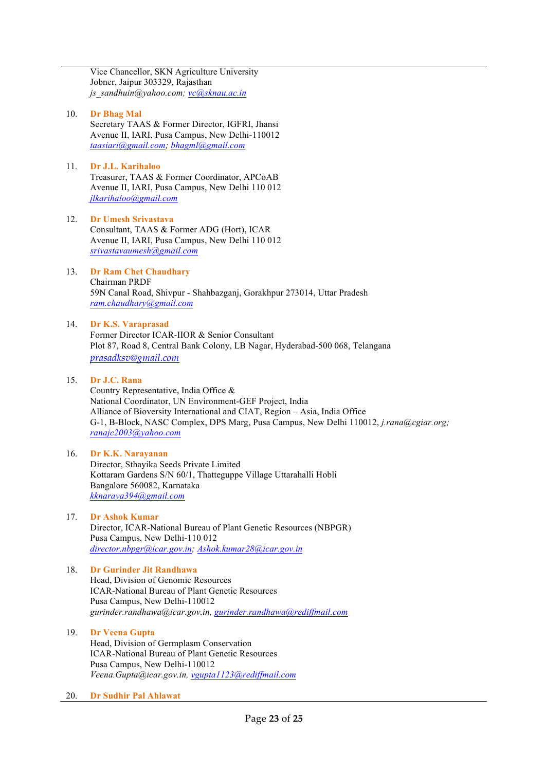Vice Chancellor, SKN Agriculture University
Jobner, Jaipur 303329, Rajasthan
*js_sandhuin@yahoo.com; vc@sknau.ac.in*

10. **Dr Bhag Mal**
    Secretary TAAS & Former Director, IGFRI, Jhansi
    Avenue II, IARI, Pusa Campus, New Delhi-110012
    *taasiari@gmail.com; bhagml@gmail.com*

11. **Dr J.L. Karihaloo**
    Treasurer, TAAS & Former Coordinator, APCoAB
    Avenue II, IARI, Pusa Campus, New Delhi 110 012
    *jlkarihaloo@gmail.com*

12. **Dr Umesh Srivastava**
    Consultant, TAAS & Former ADG (Hort), ICAR
    Avenue II, IARI, Pusa Campus, New Delhi 110 012
    *srivastavaumesh@gmail.com*

13. **Dr Ram Chet Chaudhary**
    Chairman PRDF
    59N Canal Road, Shivpur - Shahbazganj, Gorakhpur 273014, Uttar Pradesh
    *ram.chaudhary@gmail.com*

14. **Dr K.S. Varaprasad**
    Former Director ICAR-IIOR & Senior Consultant
    Plot 87, Road 8, Central Bank Colony, LB Nagar, Hyderabad-500 068, Telangana
    *prasadksv@gmail.com*

15. **Dr J.C. Rana**
    Country Representative, India Office &
    National Coordinator, UN Environment-GEF Project, India
    Alliance of Bioversity International and CIAT, Region – Asia, India Office
    G-1, B-Block, NASC Complex, DPS Marg, Pusa Campus, New Delhi 110012, *j.rana@cgiar.org; ranajc2003@yahoo.com*

16. **Dr K.K. Narayanan**
    Director, Sthayika Seeds Private Limited
    Kottaram Gardens S/N 60/1, Thatteguppe Village Uttarahalli Hobli
    Bangalore 560082, Karnataka
    *kknaraya394@gmail.com*

17. **Dr Ashok Kumar**
    Director, ICAR-National Bureau of Plant Genetic Resources (NBPGR)
    Pusa Campus, New Delhi-110 012
    *director.nbpgr@icar.gov.in; Ashok.kumar28@icar.gov.in*

18. **Dr Gurinder Jit Randhawa**
    Head, Division of Genomic Resources
    ICAR-National Bureau of Plant Genetic Resources
    Pusa Campus, New Delhi-110012
    *gurinder.randhawa@icar.gov.in, gurinder.randhawa@rediffmail.com*

19. **Dr Veena Gupta**
    Head, Division of Germplasm Conservation
    ICAR-National Bureau of Plant Genetic Resources
    Pusa Campus, New Delhi-110012
    *Veena.Gupta@icar.gov.in, vgupta1123@rediffmail.com*

20. **Dr Sudhir Pal Ahlawat**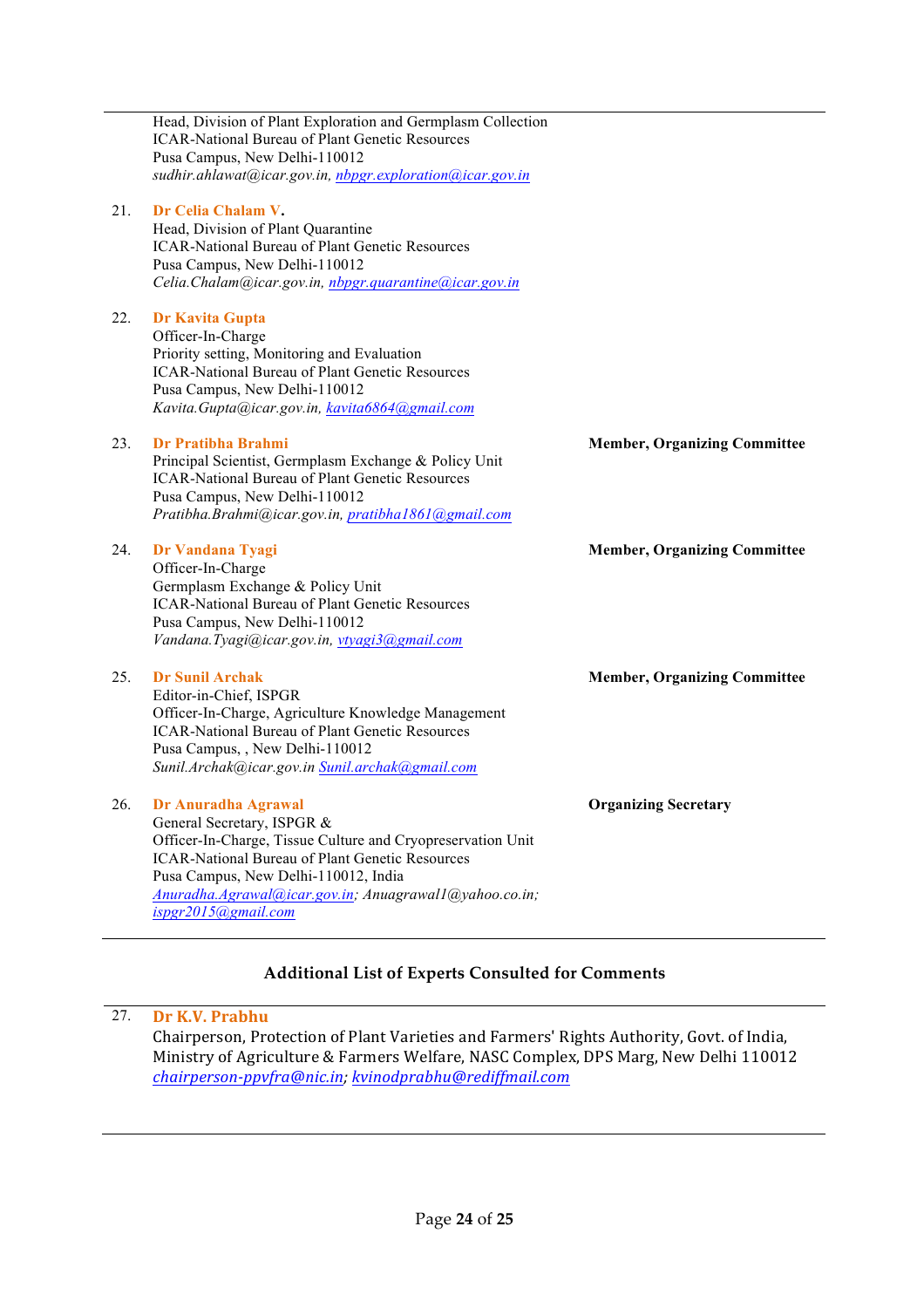Head, Division of Plant Exploration and Germplasm Collection
ICAR-National Bureau of Plant Genetic Resources
Pusa Campus, New Delhi-110012
*sudhir.ahlawat@icar.gov.in, nbpgr.exploration@icar.gov.in*

21. **Dr Celia Chalam V.**
Head, Division of Plant Quarantine
ICAR-National Bureau of Plant Genetic Resources
Pusa Campus, New Delhi-110012
*Celia.Chalam@icar.gov.in, nbpgr.quarantine@icar.gov.in*

22. **Dr Kavita Gupta**
Officer-In-Charge
Priority setting, Monitoring and Evaluation
ICAR-National Bureau of Plant Genetic Resources
Pusa Campus, New Delhi-110012
*Kavita.Gupta@icar.gov.in, kavita6864@gmail.com*

23. **Dr Pratibha Brahmi** — **Member, Organizing Committee**
Principal Scientist, Germplasm Exchange & Policy Unit
ICAR-National Bureau of Plant Genetic Resources
Pusa Campus, New Delhi-110012
*Pratibha.Brahmi@icar.gov.in, pratibha1861@gmail.com*

24. **Dr Vandana Tyagi** — **Member, Organizing Committee**
Officer-In-Charge
Germplasm Exchange & Policy Unit
ICAR-National Bureau of Plant Genetic Resources
Pusa Campus, New Delhi-110012
*Vandana.Tyagi@icar.gov.in, vtyagi3@gmail.com*

25. **Dr Sunil Archak** — **Member, Organizing Committee**
Editor-in-Chief, ISPGR
Officer-In-Charge, Agriculture Knowledge Management
ICAR-National Bureau of Plant Genetic Resources
Pusa Campus, , New Delhi-110012
*Sunil.Archak@icar.gov.in Sunil.archak@gmail.com*

26. **Dr Anuradha Agrawal** — **Organizing Secretary**
General Secretary, ISPGR &
Officer-In-Charge, Tissue Culture and Cryopreservation Unit
ICAR-National Bureau of Plant Genetic Resources
Pusa Campus, New Delhi-110012, India
*Anuradha.Agrawal@icar.gov.in; Anuagrawal1@yahoo.co.in; ispgr2015@gmail.com*

## Additional List of Experts Consulted for Comments

27. **Dr K.V. Prabhu**
Chairperson, Protection of Plant Varieties and Farmers' Rights Authority, Govt. of India, Ministry of Agriculture & Farmers Welfare, NASC Complex, DPS Marg, New Delhi 110012
*chairperson-ppvfra@nic.in; kvinodprabhu@rediffmail.com*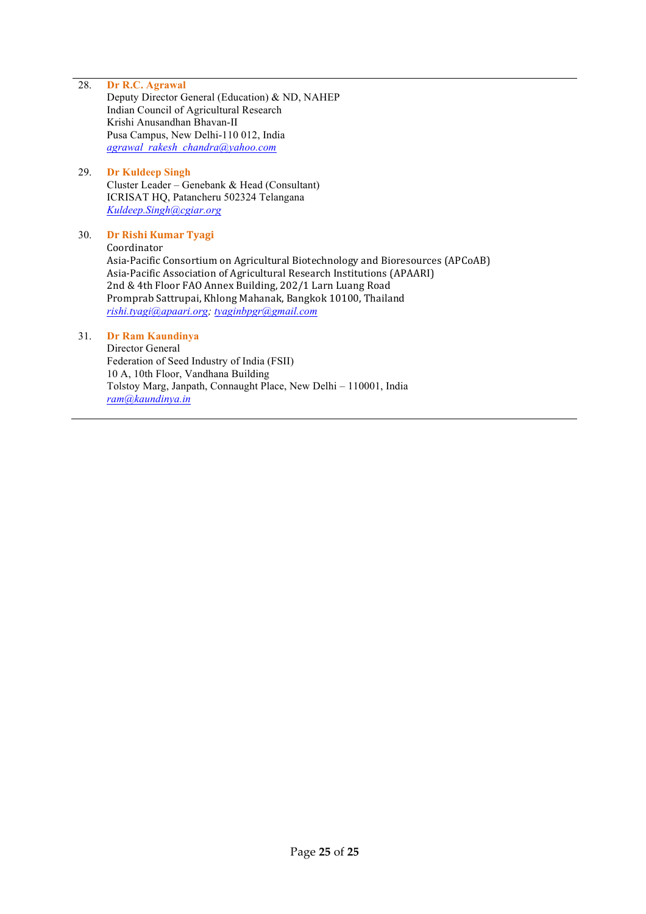28. **Dr R.C. Agrawal**
    Deputy Director General (Education) & ND, NAHEP
    Indian Council of Agricultural Research
    Krishi Anusandhan Bhavan-II
    Pusa Campus, New Delhi-110 012, India
    *agrawal_rakesh_chandra@yahoo.com*

29. **Dr Kuldeep Singh**
    Cluster Leader – Genebank & Head (Consultant)
    ICRISAT HQ, Patancheru 502324 Telangana
    *Kuldeep.Singh@cgiar.org*

30. **Dr Rishi Kumar Tyagi**
    Coordinator
    Asia-Pacific Consortium on Agricultural Biotechnology and Bioresources (APCoAB)
    Asia-Pacific Association of Agricultural Research Institutions (APAARI)
    2nd & 4th Floor FAO Annex Building, 202/1 Larn Luang Road
    Promprab Sattrupai, Khlong Mahanak, Bangkok 10100, Thailand
    *rishi.tyagi@apaari.org; tyaginbpgr@gmail.com*

31. **Dr Ram Kaundinya**
    Director General
    Federation of Seed Industry of India (FSII)
    10 A, 10th Floor, Vandhana Building
    Tolstoy Marg, Janpath, Connaught Place, New Delhi – 110001, India
    *ram@kaundinya.in*